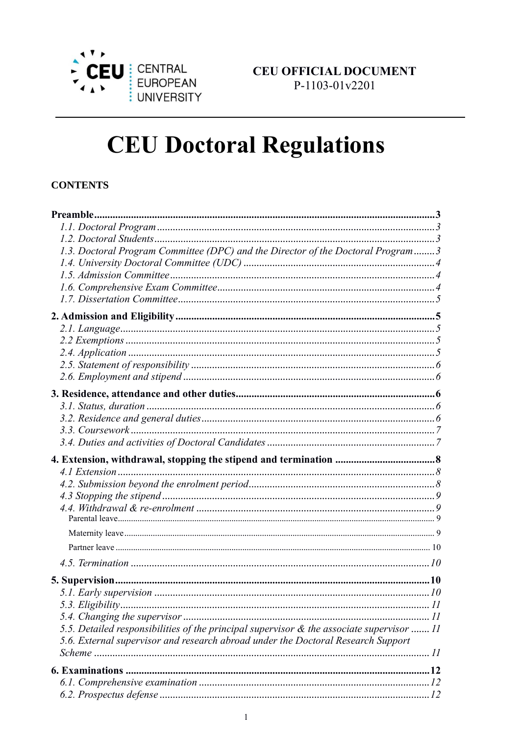CENTRAL EUROPEAN UNIVERSITY

**CEU OFFICIAL DOCUMENT**
P-1103-01v2201

# CEU Doctoral Regulations

**CONTENTS**

**Preamble** ... **3**
- *1.1. Doctoral Program* ... *3*
- *1.2. Doctoral Students* ... *3*
- *1.3. Doctoral Program Committee (DPC) and the Director of the Doctoral Program* ... *3*
- *1.4. University Doctoral Committee (UDC)* ... *4*
- *1.5. Admission Committee* ... *4*
- *1.6. Comprehensive Exam Committee* ... *4*
- *1.7. Dissertation Committee* ... *5*

**2. Admission and Eligibility** ... **5**
- *2.1. Language* ... *5*
- *2.2 Exemptions* ... *5*
- *2.4. Application* ... *5*
- *2.5. Statement of responsibility* ... *6*
- *2.6. Employment and stipend* ... *6*

**3. Residence, attendance and other duties** ... **6**
- *3.1. Status, duration* ... *6*
- *3.2. Residence and general duties* ... *6*
- *3.3. Coursework* ... *7*
- *3.4. Duties and activities of Doctoral Candidates* ... *7*

**4. Extension, withdrawal, stopping the stipend and termination** ... **8**
- *4.1 Extension* ... *8*
- *4.2. Submission beyond the enrolment period* ... *8*
- *4.3 Stopping the stipend* ... *9*
- *4.4. Withdrawal & re-enrolment* ... *9*
  - Parental leave ... 9
  - Maternity leave ... 9
  - Partner leave ... 10
- *4.5. Termination* ... *10*

**5. Supervision** ... **10**
- *5.1. Early supervision* ... *10*
- *5.3. Eligibility* ... *11*
- *5.4. Changing the supervisor* ... *11*
- *5.5. Detailed responsibilities of the principal supervisor & the associate supervisor* ... *11*
- *5.6. External supervisor and research abroad under the Doctoral Research Support Scheme* ... *11*

**6. Examinations** ... **12**
- *6.1. Comprehensive examination* ... *12*
- *6.2. Prospectus defense* ... *12*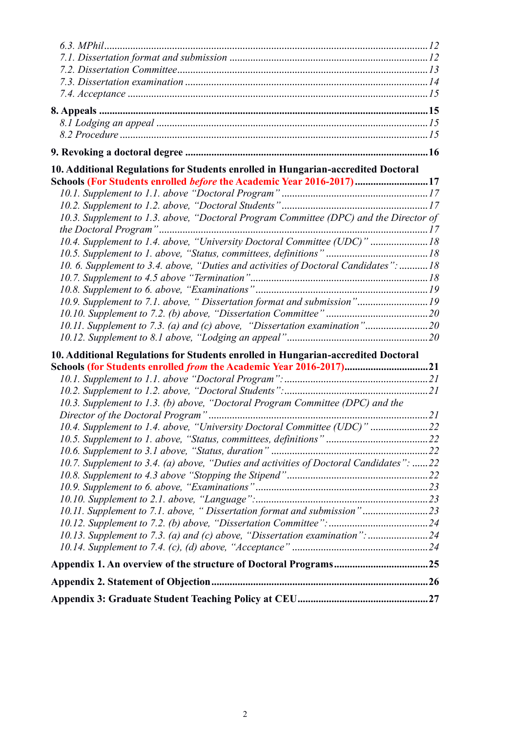*6.3. MPhil* ........................................................................................................ 12
*7.1. Dissertation format and submission* ........................................................... 12
*7.2. Dissertation Committee* ............................................................................... 13
*7.3. Dissertation examination* ............................................................................. 14
*7.4. Acceptance* ................................................................................................... 15

**8. Appeals** ........................................................................................................... 15
*8.1 Lodging an appeal* ........................................................................................... 15
*8.2 Procedure* ........................................................................................................ 15

**9. Revoking a doctoral degree** ............................................................................. 16

**10. Additional Regulations for Students enrolled in Hungarian-accredited Doctoral Schools (For Students enrolled *before* the Academic Year 2016-2017)** ............................ 17
*10.1. Supplement to 1.1. above "Doctoral Program"* .............................................. 17
*10.2. Supplement to 1.2. above, "Doctoral Students"* ............................................. 17
*10.3. Supplement to 1.3. above, "Doctoral Program Committee (DPC) and the Director of the Doctoral Program"* ......................................................................................... 17
*10.4. Supplement to 1.4. above, "University Doctoral Committee (UDC)"* ............... 18
*10.5. Supplement to 1. above, "Status, committees, definitions"* ............................ 18
*10. 6. Supplement to 3.4. above, "Duties and activities of Doctoral Candidates":* ........... 18
*10.7. Supplement to 4.5 above "Termination"* ....................................................... 18
*10.8. Supplement to 6. above, "Examinations"* ...................................................... 19
*10.9. Supplement to 7.1. above, " Dissertation format and submission"* .................. 19
*10.10. Supplement to 7.2. (b) above, "Dissertation Committee"* .............................. 20
*10.11. Supplement to 7.3. (a) and (c) above, "Dissertation examination"* ................ 20
*10.12. Supplement to 8.1 above, "Lodging an appeal"* ............................................ 20

**10. Additional Regulations for Students enrolled in Hungarian-accredited Doctoral Schools (for Students enrolled *from* the Academic Year 2016-2017)** ............................... 21
*10.1. Supplement to 1.1. above "Doctoral Program":* ............................................. 21
*10.2. Supplement to 1.2. above, "Doctoral Students":* ............................................ 21
*10.3. Supplement to 1.3. (b) above, "Doctoral Program Committee (DPC) and the Director of the Doctoral Program"* ............................................................................. 21
*10.4. Supplement to 1.4. above, "University Doctoral Committee (UDC)"* ............... 22
*10.5. Supplement to 1. above, "Status, committees, definitions"* ............................ 22
*10.6. Supplement to 3.1 above, "Status, duration"* ................................................. 22
*10.7. Supplement to 3.4. (a) above, "Duties and activities of Doctoral Candidates":* ...... 22
*10.8. Supplement to 4.3 above "Stopping the Stipend"* ........................................... 22
*10.9. Supplement to 6. above, "Examinations"* ...................................................... 23
*10.10. Supplement to 2.1. above, "Language":* ......................................................... 23
*10.11. Supplement to 7.1. above, " Dissertation format and submission"* ................ 23
*10.12. Supplement to 7.2. (b) above, "Dissertation Committee":* .............................. 24
*10.13. Supplement to 7.3. (a) and (c) above, "Dissertation examination":* ................ 24
*10.14. Supplement to 7.4. (c), (d) above, "Acceptance"* ........................................... 24

**Appendix 1. An overview of the structure of Doctoral Programs** ............................. 25

**Appendix 2. Statement of Objection** ........................................................................ 26

**Appendix 3: Graduate Student Teaching Policy at CEU** ........................................... 27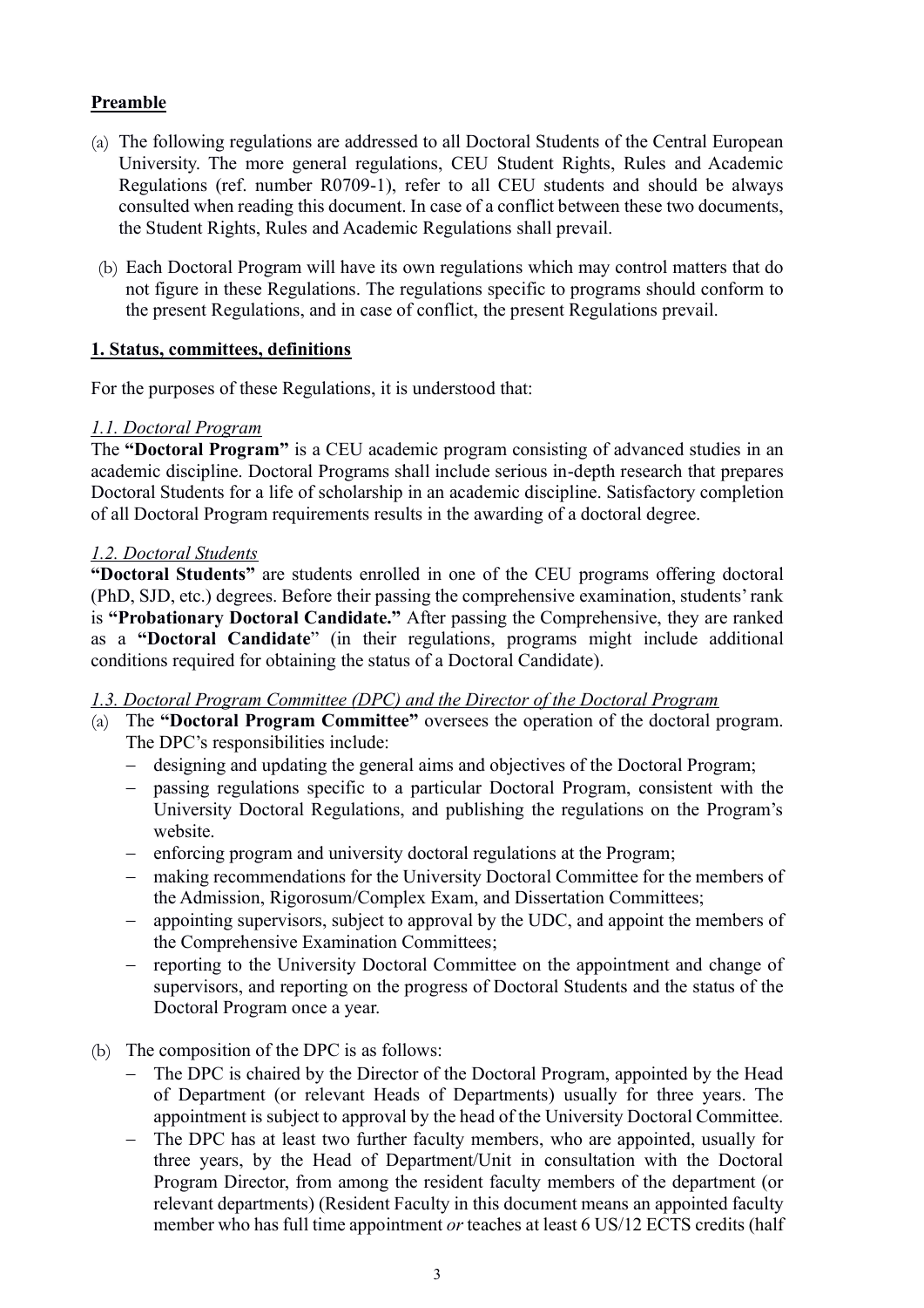## Preamble

(a) The following regulations are addressed to all Doctoral Students of the Central European University. The more general regulations, CEU Student Rights, Rules and Academic Regulations (ref. number R0709-1), refer to all CEU students and should be always consulted when reading this document. In case of a conflict between these two documents, the Student Rights, Rules and Academic Regulations shall prevail.

(b) Each Doctoral Program will have its own regulations which may control matters that do not figure in these Regulations. The regulations specific to programs should conform to the present Regulations, and in case of conflict, the present Regulations prevail.

## 1. Status, committees, definitions

For the purposes of these Regulations, it is understood that:

### *1.1. Doctoral Program*

The **"Doctoral Program"** is a CEU academic program consisting of advanced studies in an academic discipline. Doctoral Programs shall include serious in-depth research that prepares Doctoral Students for a life of scholarship in an academic discipline. Satisfactory completion of all Doctoral Program requirements results in the awarding of a doctoral degree.

### *1.2. Doctoral Students*

**"Doctoral Students"** are students enrolled in one of the CEU programs offering doctoral (PhD, SJD, etc.) degrees. Before their passing the comprehensive examination, students' rank is **"Probationary Doctoral Candidate."** After passing the Comprehensive, they are ranked as a **"Doctoral Candidate"** (in their regulations, programs might include additional conditions required for obtaining the status of a Doctoral Candidate).

### *1.3. Doctoral Program Committee (DPC) and the Director of the Doctoral Program*

(a) The **"Doctoral Program Committee"** oversees the operation of the doctoral program. The DPC's responsibilities include:

- designing and updating the general aims and objectives of the Doctoral Program;
- passing regulations specific to a particular Doctoral Program, consistent with the University Doctoral Regulations, and publishing the regulations on the Program's website.
- enforcing program and university doctoral regulations at the Program;
- making recommendations for the University Doctoral Committee for the members of the Admission, Rigorosum/Complex Exam, and Dissertation Committees;
- appointing supervisors, subject to approval by the UDC, and appoint the members of the Comprehensive Examination Committees;
- reporting to the University Doctoral Committee on the appointment and change of supervisors, and reporting on the progress of Doctoral Students and the status of the Doctoral Program once a year.

(b) The composition of the DPC is as follows:

- The DPC is chaired by the Director of the Doctoral Program, appointed by the Head of Department (or relevant Heads of Departments) usually for three years. The appointment is subject to approval by the head of the University Doctoral Committee.
- The DPC has at least two further faculty members, who are appointed, usually for three years, by the Head of Department/Unit in consultation with the Doctoral Program Director, from among the resident faculty members of the department (or relevant departments) (Resident Faculty in this document means an appointed faculty member who has full time appointment *or* teaches at least 6 US/12 ECTS credits (half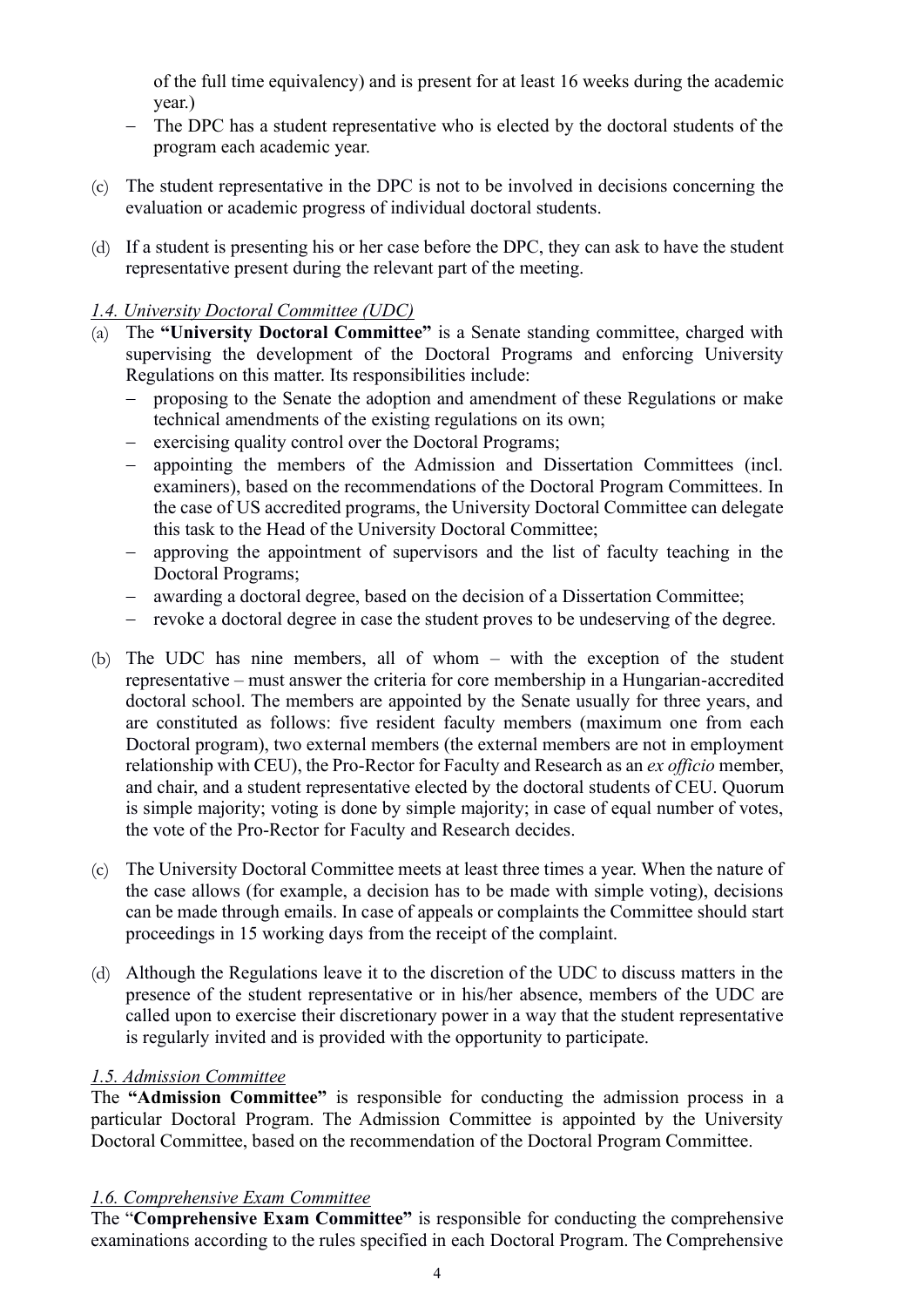of the full time equivalency) and is present for at least 16 weeks during the academic year.)

- The DPC has a student representative who is elected by the doctoral students of the program each academic year.

(c) The student representative in the DPC is not to be involved in decisions concerning the evaluation or academic progress of individual doctoral students.

(d) If a student is presenting his or her case before the DPC, they can ask to have the student representative present during the relevant part of the meeting.

*1.4. University Doctoral Committee (UDC)*

(a) The **"University Doctoral Committee"** is a Senate standing committee, charged with supervising the development of the Doctoral Programs and enforcing University Regulations on this matter. Its responsibilities include:
   - proposing to the Senate the adoption and amendment of these Regulations or make technical amendments of the existing regulations on its own;
   - exercising quality control over the Doctoral Programs;
   - appointing the members of the Admission and Dissertation Committees (incl. examiners), based on the recommendations of the Doctoral Program Committees. In the case of US accredited programs, the University Doctoral Committee can delegate this task to the Head of the University Doctoral Committee;
   - approving the appointment of supervisors and the list of faculty teaching in the Doctoral Programs;
   - awarding a doctoral degree, based on the decision of a Dissertation Committee;
   - revoke a doctoral degree in case the student proves to be undeserving of the degree.

(b) The UDC has nine members, all of whom – with the exception of the student representative – must answer the criteria for core membership in a Hungarian-accredited doctoral school. The members are appointed by the Senate usually for three years, and are constituted as follows: five resident faculty members (maximum one from each Doctoral program), two external members (the external members are not in employment relationship with CEU), the Pro-Rector for Faculty and Research as an *ex officio* member, and chair, and a student representative elected by the doctoral students of CEU. Quorum is simple majority; voting is done by simple majority; in case of equal number of votes, the vote of the Pro-Rector for Faculty and Research decides.

(c) The University Doctoral Committee meets at least three times a year. When the nature of the case allows (for example, a decision has to be made with simple voting), decisions can be made through emails. In case of appeals or complaints the Committee should start proceedings in 15 working days from the receipt of the complaint.

(d) Although the Regulations leave it to the discretion of the UDC to discuss matters in the presence of the student representative or in his/her absence, members of the UDC are called upon to exercise their discretionary power in a way that the student representative is regularly invited and is provided with the opportunity to participate.

*1.5. Admission Committee*

The **"Admission Committee"** is responsible for conducting the admission process in a particular Doctoral Program. The Admission Committee is appointed by the University Doctoral Committee, based on the recommendation of the Doctoral Program Committee.

*1.6. Comprehensive Exam Committee*

The "**Comprehensive Exam Committee"** is responsible for conducting the comprehensive examinations according to the rules specified in each Doctoral Program. The Comprehensive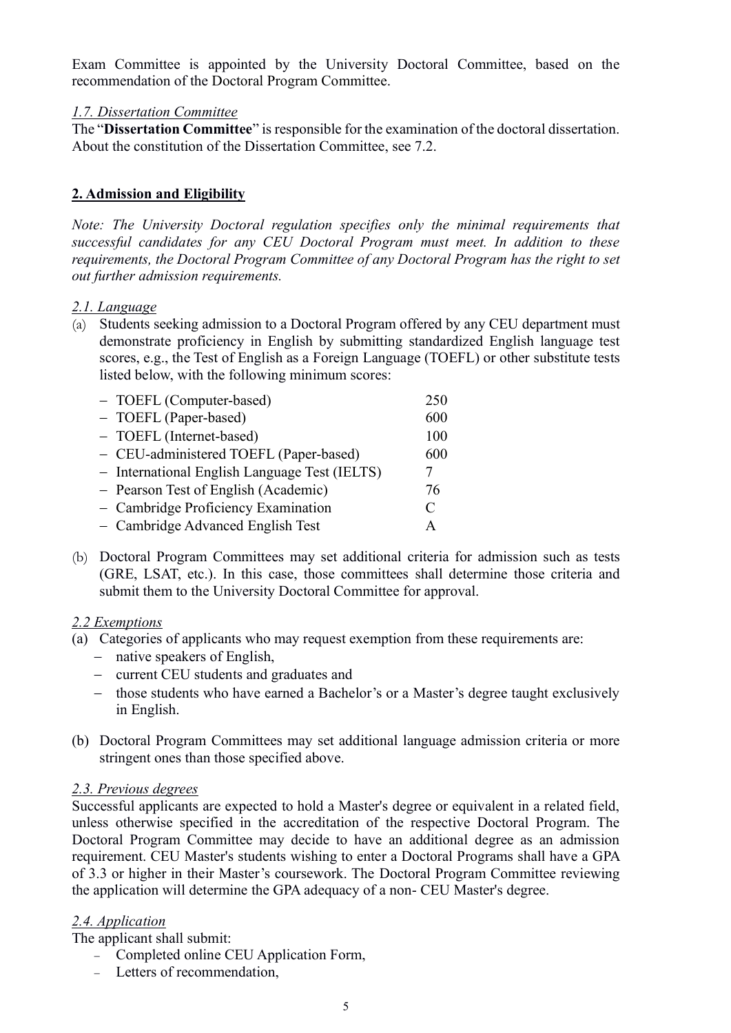Exam Committee is appointed by the University Doctoral Committee, based on the recommendation of the Doctoral Program Committee.

*1.7. Dissertation Committee*

The "**Dissertation Committee**" is responsible for the examination of the doctoral dissertation. About the constitution of the Dissertation Committee, see 7.2.

## 2. Admission and Eligibility

*Note: The University Doctoral regulation specifies only the minimal requirements that successful candidates for any CEU Doctoral Program must meet. In addition to these requirements, the Doctoral Program Committee of any Doctoral Program has the right to set out further admission requirements.*

*2.1. Language*

(a) Students seeking admission to a Doctoral Program offered by any CEU department must demonstrate proficiency in English by submitting standardized English language test scores, e.g., the Test of English as a Foreign Language (TOEFL) or other substitute tests listed below, with the following minimum scores:

| Test | Minimum score |
|---|---|
| – TOEFL (Computer-based) | 250 |
| – TOEFL (Paper-based) | 600 |
| – TOEFL (Internet-based) | 100 |
| – CEU-administered TOEFL (Paper-based) | 600 |
| – International English Language Test (IELTS) | 7 |
| – Pearson Test of English (Academic) | 76 |
| – Cambridge Proficiency Examination | C |
| – Cambridge Advanced English Test | A |

(b) Doctoral Program Committees may set additional criteria for admission such as tests (GRE, LSAT, etc.). In this case, those committees shall determine those criteria and submit them to the University Doctoral Committee for approval.

*2.2 Exemptions*

(a) Categories of applicants who may request exemption from these requirements are:
- native speakers of English,
- current CEU students and graduates and
- those students who have earned a Bachelor's or a Master's degree taught exclusively in English.

(b) Doctoral Program Committees may set additional language admission criteria or more stringent ones than those specified above.

*2.3. Previous degrees*

Successful applicants are expected to hold a Master's degree or equivalent in a related field, unless otherwise specified in the accreditation of the respective Doctoral Program. The Doctoral Program Committee may decide to have an additional degree as an admission requirement. CEU Master's students wishing to enter a Doctoral Programs shall have a GPA of 3.3 or higher in their Master's coursework. The Doctoral Program Committee reviewing the application will determine the GPA adequacy of a non- CEU Master's degree.

*2.4. Application*

The applicant shall submit:
- Completed online CEU Application Form,
- Letters of recommendation,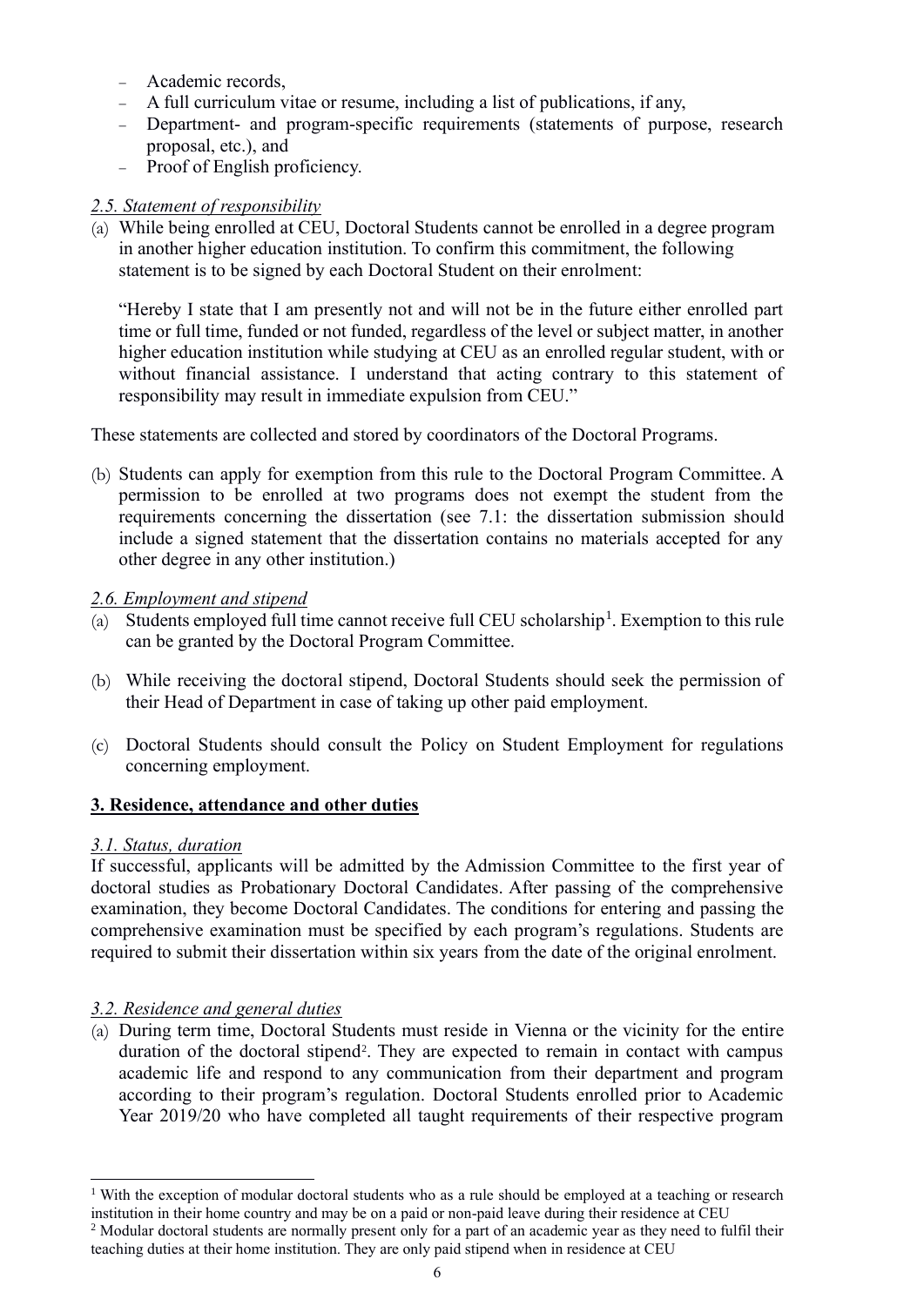- Academic records,
- A full curriculum vitae or resume, including a list of publications, if any,
- Department- and program-specific requirements (statements of purpose, research proposal, etc.), and
- Proof of English proficiency.

*2.5. Statement of responsibility*

(a) While being enrolled at CEU, Doctoral Students cannot be enrolled in a degree program in another higher education institution. To confirm this commitment, the following statement is to be signed by each Doctoral Student on their enrolment:

"Hereby I state that I am presently not and will not be in the future either enrolled part time or full time, funded or not funded, regardless of the level or subject matter, in another higher education institution while studying at CEU as an enrolled regular student, with or without financial assistance. I understand that acting contrary to this statement of responsibility may result in immediate expulsion from CEU."

These statements are collected and stored by coordinators of the Doctoral Programs.

(b) Students can apply for exemption from this rule to the Doctoral Program Committee. A permission to be enrolled at two programs does not exempt the student from the requirements concerning the dissertation (see 7.1: the dissertation submission should include a signed statement that the dissertation contains no materials accepted for any other degree in any other institution.)

*2.6. Employment and stipend*

(a) Students employed full time cannot receive full CEU scholarship[1]. Exemption to this rule can be granted by the Doctoral Program Committee.

(b) While receiving the doctoral stipend, Doctoral Students should seek the permission of their Head of Department in case of taking up other paid employment.

(c) Doctoral Students should consult the Policy on Student Employment for regulations concerning employment.

## 3. Residence, attendance and other duties

*3.1. Status, duration*

If successful, applicants will be admitted by the Admission Committee to the first year of doctoral studies as Probationary Doctoral Candidates. After passing of the comprehensive examination, they become Doctoral Candidates. The conditions for entering and passing the comprehensive examination must be specified by each program's regulations. Students are required to submit their dissertation within six years from the date of the original enrolment.

*3.2. Residence and general duties*

(a) During term time, Doctoral Students must reside in Vienna or the vicinity for the entire duration of the doctoral stipend[2]. They are expected to remain in contact with campus academic life and respond to any communication from their department and program according to their program's regulation. Doctoral Students enrolled prior to Academic Year 2019/20 who have completed all taught requirements of their respective program

[1] With the exception of modular doctoral students who as a rule should be employed at a teaching or research institution in their home country and may be on a paid or non-paid leave during their residence at CEU

[2] Modular doctoral students are normally present only for a part of an academic year as they need to fulfil their teaching duties at their home institution. They are only paid stipend when in residence at CEU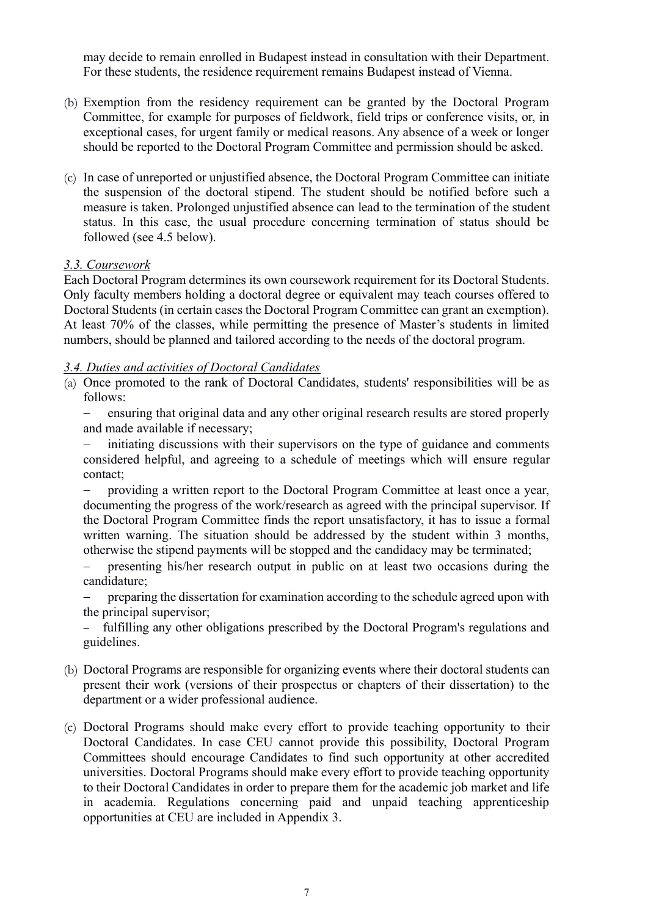may decide to remain enrolled in Budapest instead in consultation with their Department. For these students, the residence requirement remains Budapest instead of Vienna.

(b) Exemption from the residency requirement can be granted by the Doctoral Program Committee, for example for purposes of fieldwork, field trips or conference visits, or, in exceptional cases, for urgent family or medical reasons. Any absence of a week or longer should be reported to the Doctoral Program Committee and permission should be asked.

(c) In case of unreported or unjustified absence, the Doctoral Program Committee can initiate the suspension of the doctoral stipend. The student should be notified before such a measure is taken. Prolonged unjustified absence can lead to the termination of the student status. In this case, the usual procedure concerning termination of status should be followed (see 4.5 below).

### *3.3. Coursework*

Each Doctoral Program determines its own coursework requirement for its Doctoral Students. Only faculty members holding a doctoral degree or equivalent may teach courses offered to Doctoral Students (in certain cases the Doctoral Program Committee can grant an exemption). At least 70% of the classes, while permitting the presence of Master's students in limited numbers, should be planned and tailored according to the needs of the doctoral program.

### *3.4. Duties and activities of Doctoral Candidates*

(a) Once promoted to the rank of Doctoral Candidates, students' responsibilities will be as follows:

- ensuring that original data and any other original research results are stored properly and made available if necessary;
- initiating discussions with their supervisors on the type of guidance and comments considered helpful, and agreeing to a schedule of meetings which will ensure regular contact;
- providing a written report to the Doctoral Program Committee at least once a year, documenting the progress of the work/research as agreed with the principal supervisor. If the Doctoral Program Committee finds the report unsatisfactory, it has to issue a formal written warning. The situation should be addressed by the student within 3 months, otherwise the stipend payments will be stopped and the candidacy may be terminated;
- presenting his/her research output in public on at least two occasions during the candidature;
- preparing the dissertation for examination according to the schedule agreed upon with the principal supervisor;
- fulfilling any other obligations prescribed by the Doctoral Program's regulations and guidelines.

(b) Doctoral Programs are responsible for organizing events where their doctoral students can present their work (versions of their prospectus or chapters of their dissertation) to the department or a wider professional audience.

(c) Doctoral Programs should make every effort to provide teaching opportunity to their Doctoral Candidates. In case CEU cannot provide this possibility, Doctoral Program Committees should encourage Candidates to find such opportunity at other accredited universities. Doctoral Programs should make every effort to provide teaching opportunity to their Doctoral Candidates in order to prepare them for the academic job market and life in academia. Regulations concerning paid and unpaid teaching apprenticeship opportunities at CEU are included in Appendix 3.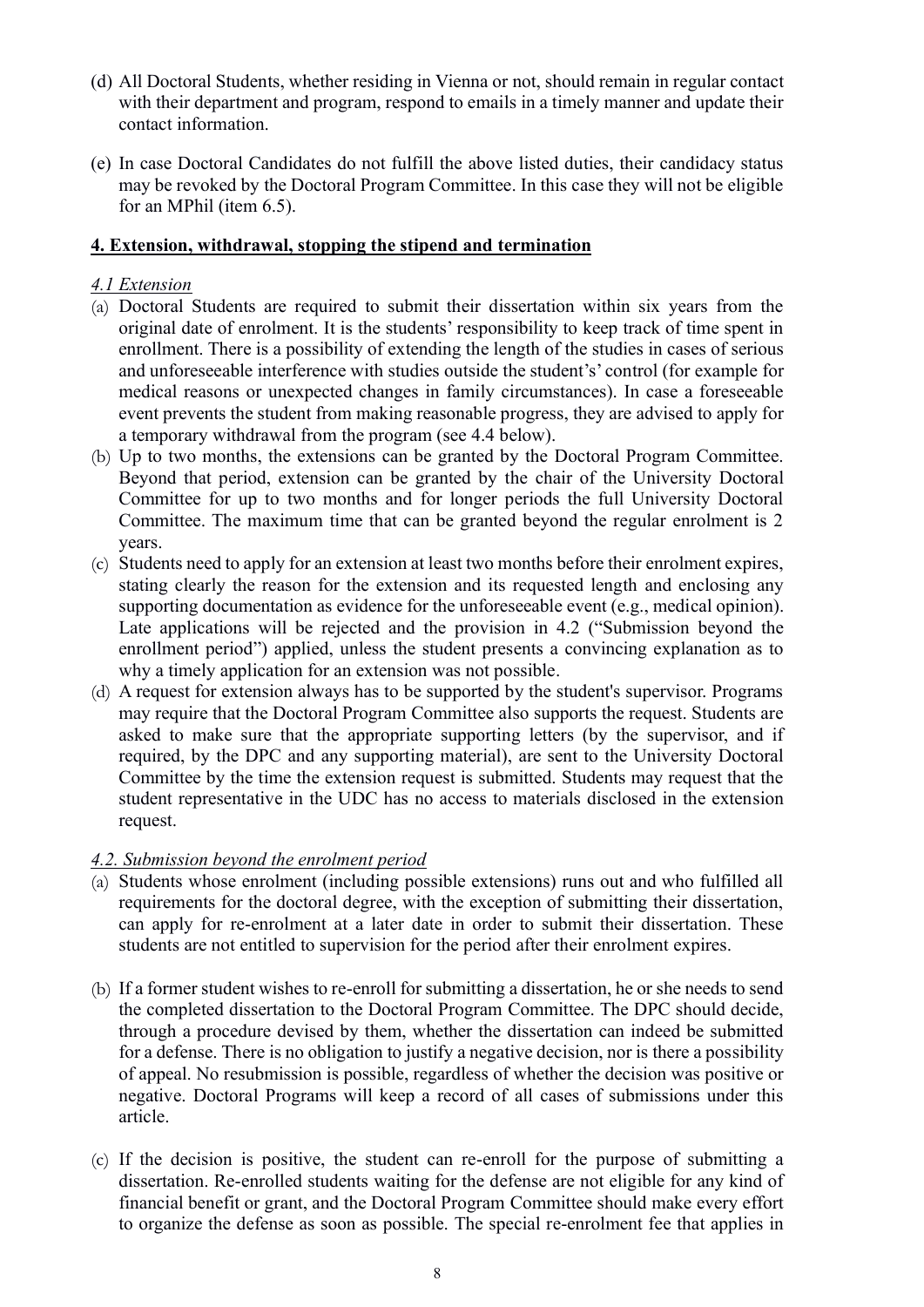(d) All Doctoral Students, whether residing in Vienna or not, should remain in regular contact with their department and program, respond to emails in a timely manner and update their contact information.

(e) In case Doctoral Candidates do not fulfill the above listed duties, their candidacy status may be revoked by the Doctoral Program Committee. In this case they will not be eligible for an MPhil (item 6.5).

## **4. Extension, withdrawal, stopping the stipend and termination**

### *4.1 Extension*

(a) Doctoral Students are required to submit their dissertation within six years from the original date of enrolment. It is the students' responsibility to keep track of time spent in enrollment. There is a possibility of extending the length of the studies in cases of serious and unforeseeable interference with studies outside the student's' control (for example for medical reasons or unexpected changes in family circumstances). In case a foreseeable event prevents the student from making reasonable progress, they are advised to apply for a temporary withdrawal from the program (see 4.4 below).

(b) Up to two months, the extensions can be granted by the Doctoral Program Committee. Beyond that period, extension can be granted by the chair of the University Doctoral Committee for up to two months and for longer periods the full University Doctoral Committee. The maximum time that can be granted beyond the regular enrolment is 2 years.

(c) Students need to apply for an extension at least two months before their enrolment expires, stating clearly the reason for the extension and its requested length and enclosing any supporting documentation as evidence for the unforeseeable event (e.g., medical opinion). Late applications will be rejected and the provision in 4.2 ("Submission beyond the enrollment period") applied, unless the student presents a convincing explanation as to why a timely application for an extension was not possible.

(d) A request for extension always has to be supported by the student's supervisor. Programs may require that the Doctoral Program Committee also supports the request. Students are asked to make sure that the appropriate supporting letters (by the supervisor, and if required, by the DPC and any supporting material), are sent to the University Doctoral Committee by the time the extension request is submitted. Students may request that the student representative in the UDC has no access to materials disclosed in the extension request.

### *4.2. Submission beyond the enrolment period*

(a) Students whose enrolment (including possible extensions) runs out and who fulfilled all requirements for the doctoral degree, with the exception of submitting their dissertation, can apply for re-enrolment at a later date in order to submit their dissertation. These students are not entitled to supervision for the period after their enrolment expires.

(b) If a former student wishes to re-enroll for submitting a dissertation, he or she needs to send the completed dissertation to the Doctoral Program Committee. The DPC should decide, through a procedure devised by them, whether the dissertation can indeed be submitted for a defense. There is no obligation to justify a negative decision, nor is there a possibility of appeal. No resubmission is possible, regardless of whether the decision was positive or negative. Doctoral Programs will keep a record of all cases of submissions under this article.

(c) If the decision is positive, the student can re-enroll for the purpose of submitting a dissertation. Re-enrolled students waiting for the defense are not eligible for any kind of financial benefit or grant, and the Doctoral Program Committee should make every effort to organize the defense as soon as possible. The special re-enrolment fee that applies in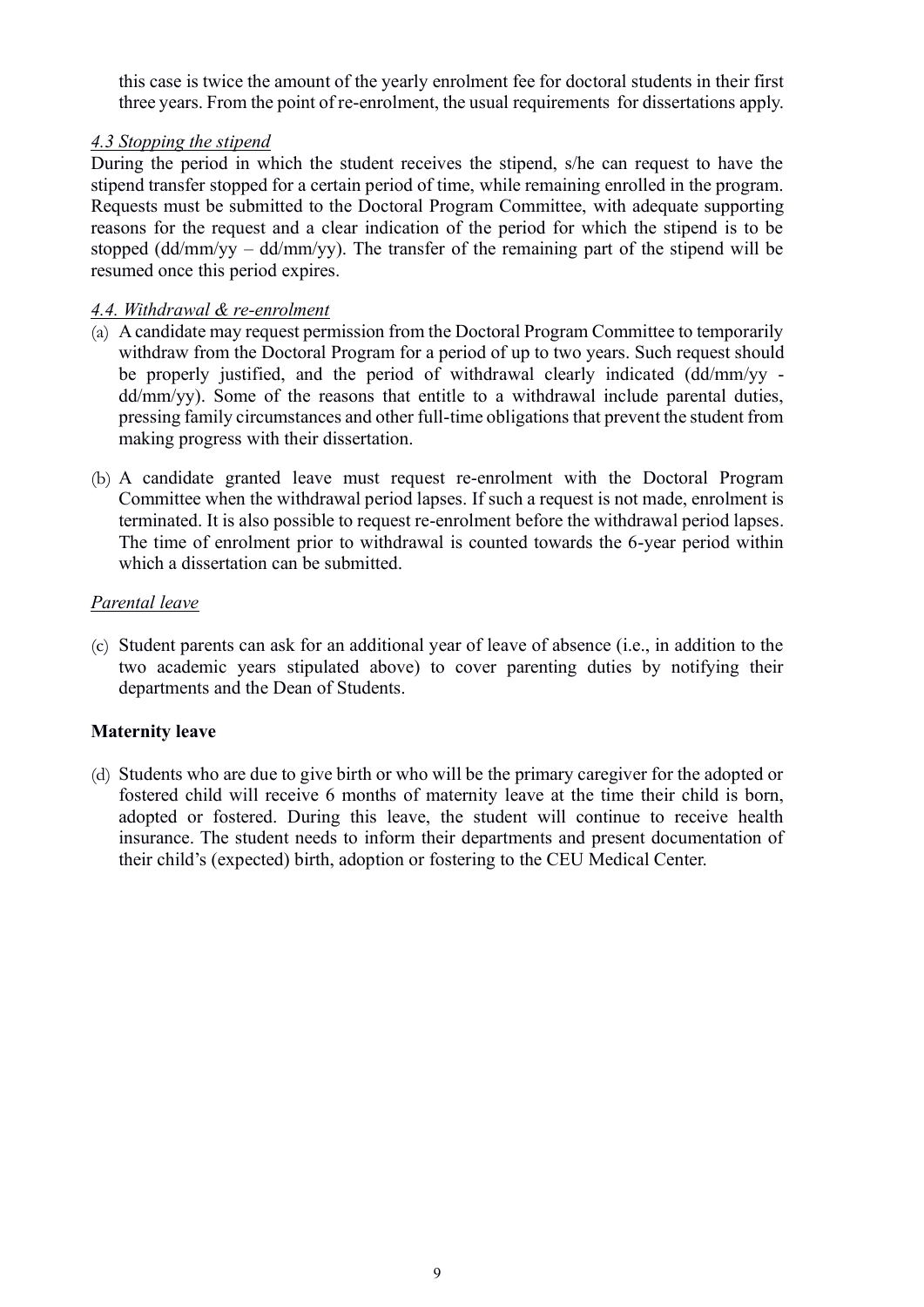this case is twice the amount of the yearly enrolment fee for doctoral students in their first three years. From the point of re-enrolment, the usual requirements for dissertations apply.

*4.3 Stopping the stipend*

During the period in which the student receives the stipend, s/he can request to have the stipend transfer stopped for a certain period of time, while remaining enrolled in the program. Requests must be submitted to the Doctoral Program Committee, with adequate supporting reasons for the request and a clear indication of the period for which the stipend is to be stopped (dd/mm/yy – dd/mm/yy). The transfer of the remaining part of the stipend will be resumed once this period expires.

*4.4. Withdrawal & re-enrolment*

(a) A candidate may request permission from the Doctoral Program Committee to temporarily withdraw from the Doctoral Program for a period of up to two years. Such request should be properly justified, and the period of withdrawal clearly indicated (dd/mm/yy - dd/mm/yy). Some of the reasons that entitle to a withdrawal include parental duties, pressing family circumstances and other full-time obligations that prevent the student from making progress with their dissertation.

(b) A candidate granted leave must request re-enrolment with the Doctoral Program Committee when the withdrawal period lapses. If such a request is not made, enrolment is terminated. It is also possible to request re-enrolment before the withdrawal period lapses. The time of enrolment prior to withdrawal is counted towards the 6-year period within which a dissertation can be submitted.

*Parental leave*

(c) Student parents can ask for an additional year of leave of absence (i.e., in addition to the two academic years stipulated above) to cover parenting duties by notifying their departments and the Dean of Students.

**Maternity leave**

(d) Students who are due to give birth or who will be the primary caregiver for the adopted or fostered child will receive 6 months of maternity leave at the time their child is born, adopted or fostered. During this leave, the student will continue to receive health insurance. The student needs to inform their departments and present documentation of their child's (expected) birth, adoption or fostering to the CEU Medical Center.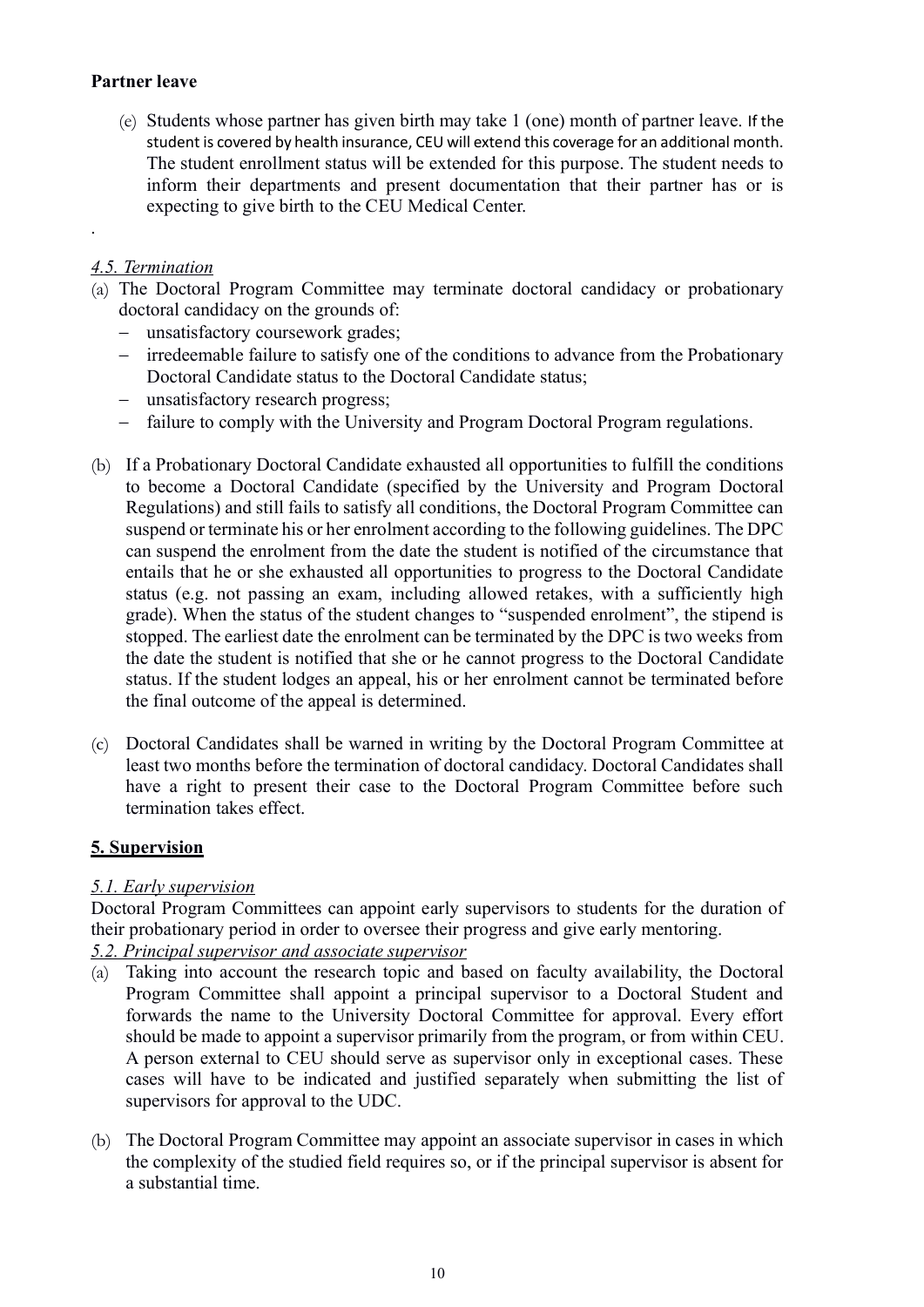**Partner leave**

(e) Students whose partner has given birth may take 1 (one) month of partner leave. If the student is covered by health insurance, CEU will extend this coverage for an additional month. The student enrollment status will be extended for this purpose. The student needs to inform their departments and present documentation that their partner has or is expecting to give birth to the CEU Medical Center.

.

*4.5. Termination*

(a) The Doctoral Program Committee may terminate doctoral candidacy or probationary doctoral candidacy on the grounds of:
   - unsatisfactory coursework grades;
   - irredeemable failure to satisfy one of the conditions to advance from the Probationary Doctoral Candidate status to the Doctoral Candidate status;
   - unsatisfactory research progress;
   - failure to comply with the University and Program Doctoral Program regulations.

(b) If a Probationary Doctoral Candidate exhausted all opportunities to fulfill the conditions to become a Doctoral Candidate (specified by the University and Program Doctoral Regulations) and still fails to satisfy all conditions, the Doctoral Program Committee can suspend or terminate his or her enrolment according to the following guidelines. The DPC can suspend the enrolment from the date the student is notified of the circumstance that entails that he or she exhausted all opportunities to progress to the Doctoral Candidate status (e.g. not passing an exam, including allowed retakes, with a sufficiently high grade). When the status of the student changes to "suspended enrolment", the stipend is stopped. The earliest date the enrolment can be terminated by the DPC is two weeks from the date the student is notified that she or he cannot progress to the Doctoral Candidate status. If the student lodges an appeal, his or her enrolment cannot be terminated before the final outcome of the appeal is determined.

(c) Doctoral Candidates shall be warned in writing by the Doctoral Program Committee at least two months before the termination of doctoral candidacy. Doctoral Candidates shall have a right to present their case to the Doctoral Program Committee before such termination takes effect.

## 5. Supervision

*5.1. Early supervision*

Doctoral Program Committees can appoint early supervisors to students for the duration of their probationary period in order to oversee their progress and give early mentoring.

*5.2. Principal supervisor and associate supervisor*

(a) Taking into account the research topic and based on faculty availability, the Doctoral Program Committee shall appoint a principal supervisor to a Doctoral Student and forwards the name to the University Doctoral Committee for approval. Every effort should be made to appoint a supervisor primarily from the program, or from within CEU. A person external to CEU should serve as supervisor only in exceptional cases. These cases will have to be indicated and justified separately when submitting the list of supervisors for approval to the UDC.

(b) The Doctoral Program Committee may appoint an associate supervisor in cases in which the complexity of the studied field requires so, or if the principal supervisor is absent for a substantial time.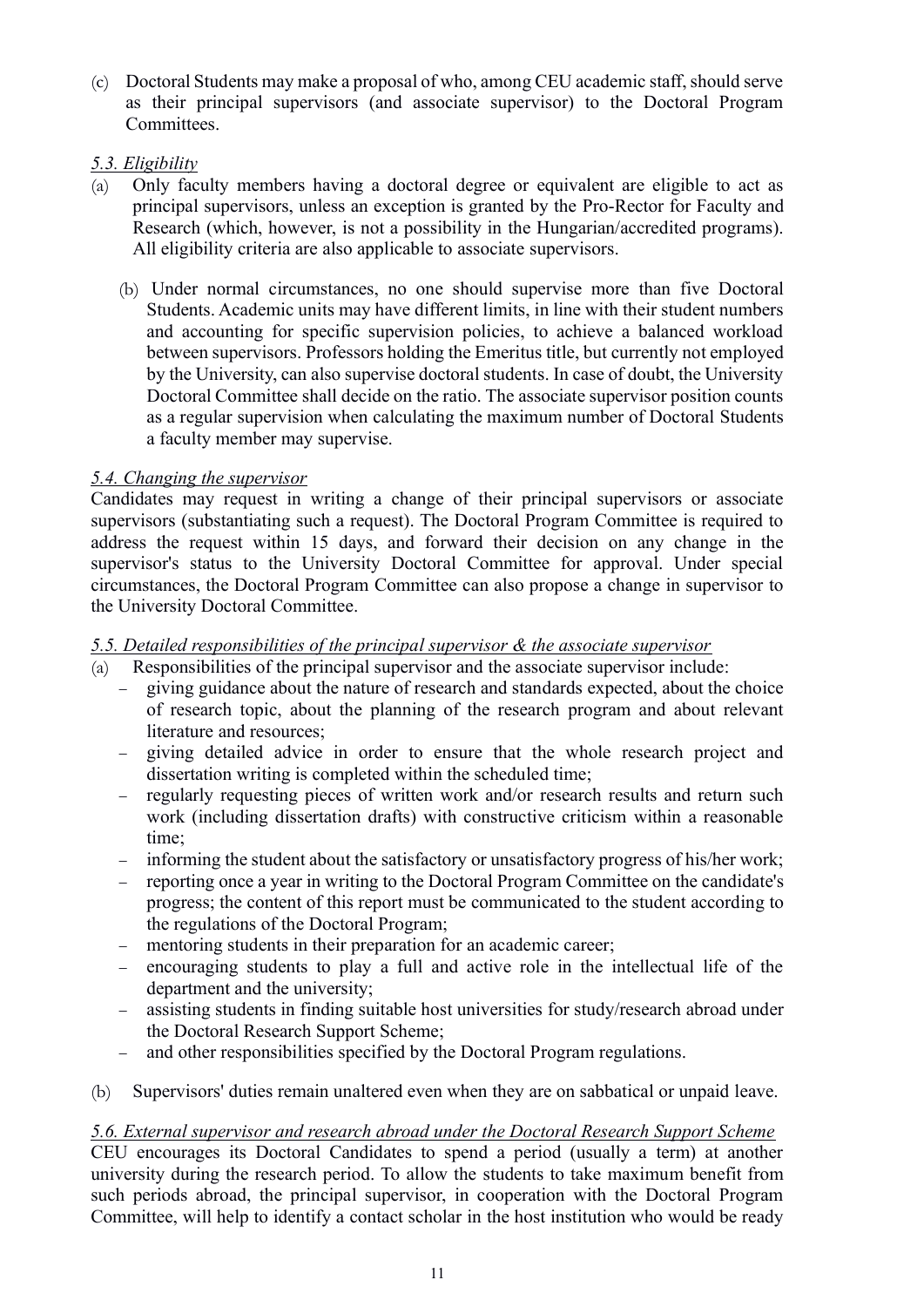(c) Doctoral Students may make a proposal of who, among CEU academic staff, should serve as their principal supervisors (and associate supervisor) to the Doctoral Program Committees.

*5.3. Eligibility*

(a) Only faculty members having a doctoral degree or equivalent are eligible to act as principal supervisors, unless an exception is granted by the Pro-Rector for Faculty and Research (which, however, is not a possibility in the Hungarian/accredited programs). All eligibility criteria are also applicable to associate supervisors.

(b) Under normal circumstances, no one should supervise more than five Doctoral Students. Academic units may have different limits, in line with their student numbers and accounting for specific supervision policies, to achieve a balanced workload between supervisors. Professors holding the Emeritus title, but currently not employed by the University, can also supervise doctoral students. In case of doubt, the University Doctoral Committee shall decide on the ratio. The associate supervisor position counts as a regular supervision when calculating the maximum number of Doctoral Students a faculty member may supervise.

*5.4. Changing the supervisor*

Candidates may request in writing a change of their principal supervisors or associate supervisors (substantiating such a request). The Doctoral Program Committee is required to address the request within 15 days, and forward their decision on any change in the supervisor's status to the University Doctoral Committee for approval. Under special circumstances, the Doctoral Program Committee can also propose a change in supervisor to the University Doctoral Committee.

*5.5. Detailed responsibilities of the principal supervisor & the associate supervisor*

(a) Responsibilities of the principal supervisor and the associate supervisor include:
   - giving guidance about the nature of research and standards expected, about the choice of research topic, about the planning of the research program and about relevant literature and resources;
   - giving detailed advice in order to ensure that the whole research project and dissertation writing is completed within the scheduled time;
   - regularly requesting pieces of written work and/or research results and return such work (including dissertation drafts) with constructive criticism within a reasonable time;
   - informing the student about the satisfactory or unsatisfactory progress of his/her work;
   - reporting once a year in writing to the Doctoral Program Committee on the candidate's progress; the content of this report must be communicated to the student according to the regulations of the Doctoral Program;
   - mentoring students in their preparation for an academic career;
   - encouraging students to play a full and active role in the intellectual life of the department and the university;
   - assisting students in finding suitable host universities for study/research abroad under the Doctoral Research Support Scheme;
   - and other responsibilities specified by the Doctoral Program regulations.

(b) Supervisors' duties remain unaltered even when they are on sabbatical or unpaid leave.

*5.6. External supervisor and research abroad under the Doctoral Research Support Scheme*

CEU encourages its Doctoral Candidates to spend a period (usually a term) at another university during the research period. To allow the students to take maximum benefit from such periods abroad, the principal supervisor, in cooperation with the Doctoral Program Committee, will help to identify a contact scholar in the host institution who would be ready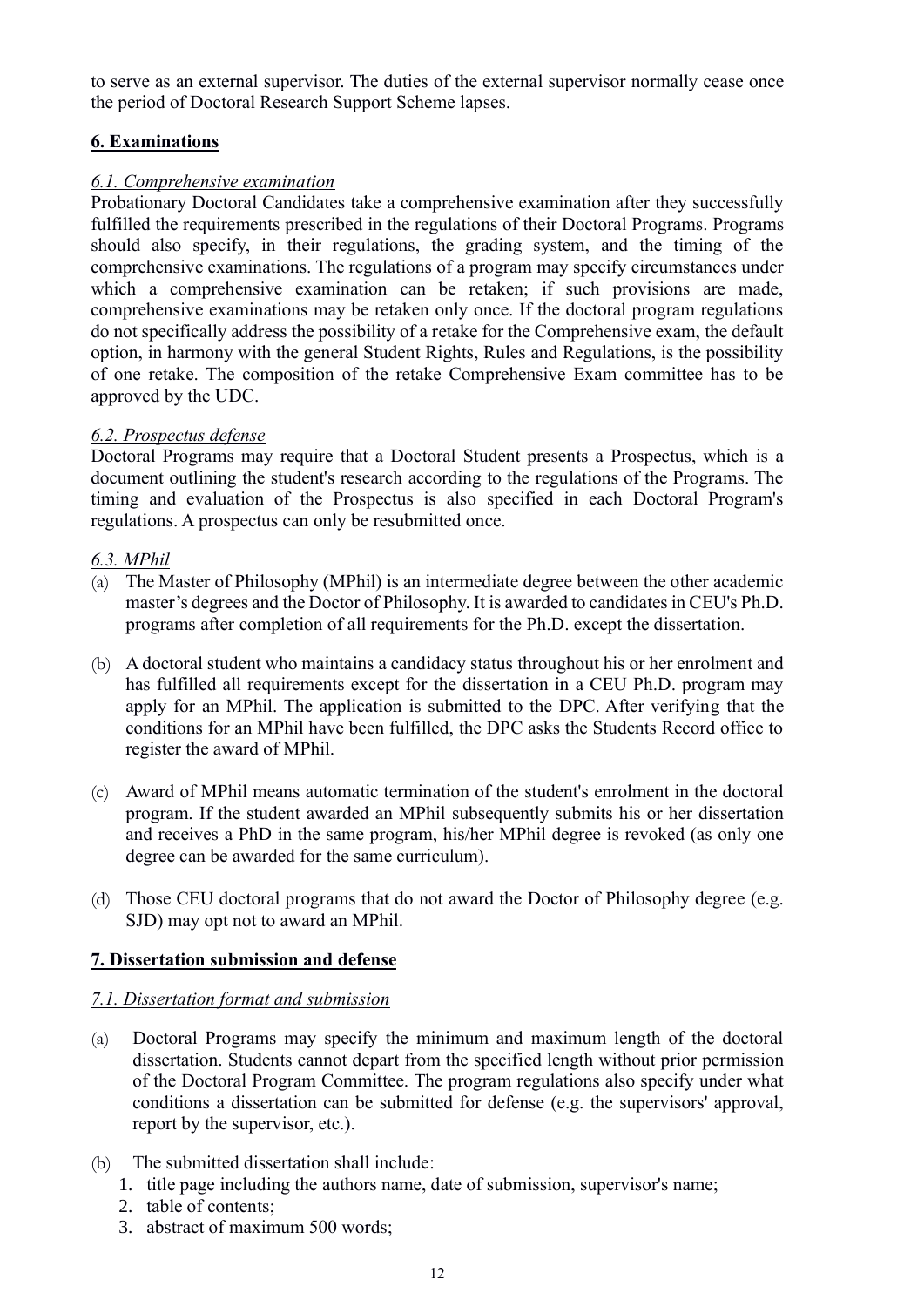to serve as an external supervisor. The duties of the external supervisor normally cease once the period of Doctoral Research Support Scheme lapses.

## 6. Examinations

### *6.1. Comprehensive examination*

Probationary Doctoral Candidates take a comprehensive examination after they successfully fulfilled the requirements prescribed in the regulations of their Doctoral Programs. Programs should also specify, in their regulations, the grading system, and the timing of the comprehensive examinations. The regulations of a program may specify circumstances under which a comprehensive examination can be retaken; if such provisions are made, comprehensive examinations may be retaken only once. If the doctoral program regulations do not specifically address the possibility of a retake for the Comprehensive exam, the default option, in harmony with the general Student Rights, Rules and Regulations, is the possibility of one retake. The composition of the retake Comprehensive Exam committee has to be approved by the UDC.

### *6.2. Prospectus defense*

Doctoral Programs may require that a Doctoral Student presents a Prospectus, which is a document outlining the student's research according to the regulations of the Programs. The timing and evaluation of the Prospectus is also specified in each Doctoral Program's regulations. A prospectus can only be resubmitted once.

### *6.3. MPhil*

(a) The Master of Philosophy (MPhil) is an intermediate degree between the other academic master's degrees and the Doctor of Philosophy. It is awarded to candidates in CEU's Ph.D. programs after completion of all requirements for the Ph.D. except the dissertation.

(b) A doctoral student who maintains a candidacy status throughout his or her enrolment and has fulfilled all requirements except for the dissertation in a CEU Ph.D. program may apply for an MPhil. The application is submitted to the DPC. After verifying that the conditions for an MPhil have been fulfilled, the DPC asks the Students Record office to register the award of MPhil.

(c) Award of MPhil means automatic termination of the student's enrolment in the doctoral program. If the student awarded an MPhil subsequently submits his or her dissertation and receives a PhD in the same program, his/her MPhil degree is revoked (as only one degree can be awarded for the same curriculum).

(d) Those CEU doctoral programs that do not award the Doctor of Philosophy degree (e.g. SJD) may opt not to award an MPhil.

## 7. Dissertation submission and defense

### *7.1. Dissertation format and submission*

(a) Doctoral Programs may specify the minimum and maximum length of the doctoral dissertation. Students cannot depart from the specified length without prior permission of the Doctoral Program Committee. The program regulations also specify under what conditions a dissertation can be submitted for defense (e.g. the supervisors' approval, report by the supervisor, etc.).

(b) The submitted dissertation shall include:
   1. title page including the authors name, date of submission, supervisor's name;
   2. table of contents;
   3. abstract of maximum 500 words;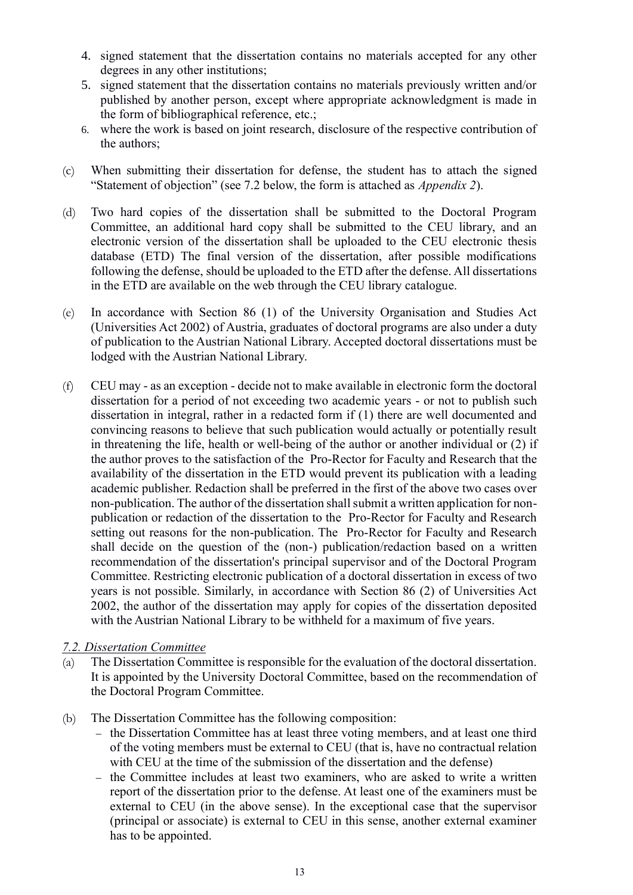4. signed statement that the dissertation contains no materials accepted for any other degrees in any other institutions;
5. signed statement that the dissertation contains no materials previously written and/or published by another person, except where appropriate acknowledgment is made in the form of bibliographical reference, etc.;
6. where the work is based on joint research, disclosure of the respective contribution of the authors;

(c) When submitting their dissertation for defense, the student has to attach the signed "Statement of objection" (see 7.2 below, the form is attached as *Appendix 2*).

(d) Two hard copies of the dissertation shall be submitted to the Doctoral Program Committee, an additional hard copy shall be submitted to the CEU library, and an electronic version of the dissertation shall be uploaded to the CEU electronic thesis database (ETD) The final version of the dissertation, after possible modifications following the defense, should be uploaded to the ETD after the defense. All dissertations in the ETD are available on the web through the CEU library catalogue.

(e) In accordance with Section 86 (1) of the University Organisation and Studies Act (Universities Act 2002) of Austria, graduates of doctoral programs are also under a duty of publication to the Austrian National Library. Accepted doctoral dissertations must be lodged with the Austrian National Library.

(f) CEU may - as an exception - decide not to make available in electronic form the doctoral dissertation for a period of not exceeding two academic years - or not to publish such dissertation in integral, rather in a redacted form if (1) there are well documented and convincing reasons to believe that such publication would actually or potentially result in threatening the life, health or well-being of the author or another individual or (2) if the author proves to the satisfaction of the Pro-Rector for Faculty and Research that the availability of the dissertation in the ETD would prevent its publication with a leading academic publisher. Redaction shall be preferred in the first of the above two cases over non-publication. The author of the dissertation shall submit a written application for non-publication or redaction of the dissertation to the Pro-Rector for Faculty and Research setting out reasons for the non-publication. The Pro-Rector for Faculty and Research shall decide on the question of the (non-) publication/redaction based on a written recommendation of the dissertation's principal supervisor and of the Doctoral Program Committee. Restricting electronic publication of a doctoral dissertation in excess of two years is not possible. Similarly, in accordance with Section 86 (2) of Universities Act 2002, the author of the dissertation may apply for copies of the dissertation deposited with the Austrian National Library to be withheld for a maximum of five years.

### *7.2. Dissertation Committee*

(a) The Dissertation Committee is responsible for the evaluation of the doctoral dissertation. It is appointed by the University Doctoral Committee, based on the recommendation of the Doctoral Program Committee.

(b) The Dissertation Committee has the following composition:
- the Dissertation Committee has at least three voting members, and at least one third of the voting members must be external to CEU (that is, have no contractual relation with CEU at the time of the submission of the dissertation and the defense)
- the Committee includes at least two examiners, who are asked to write a written report of the dissertation prior to the defense. At least one of the examiners must be external to CEU (in the above sense). In the exceptional case that the supervisor (principal or associate) is external to CEU in this sense, another external examiner has to be appointed.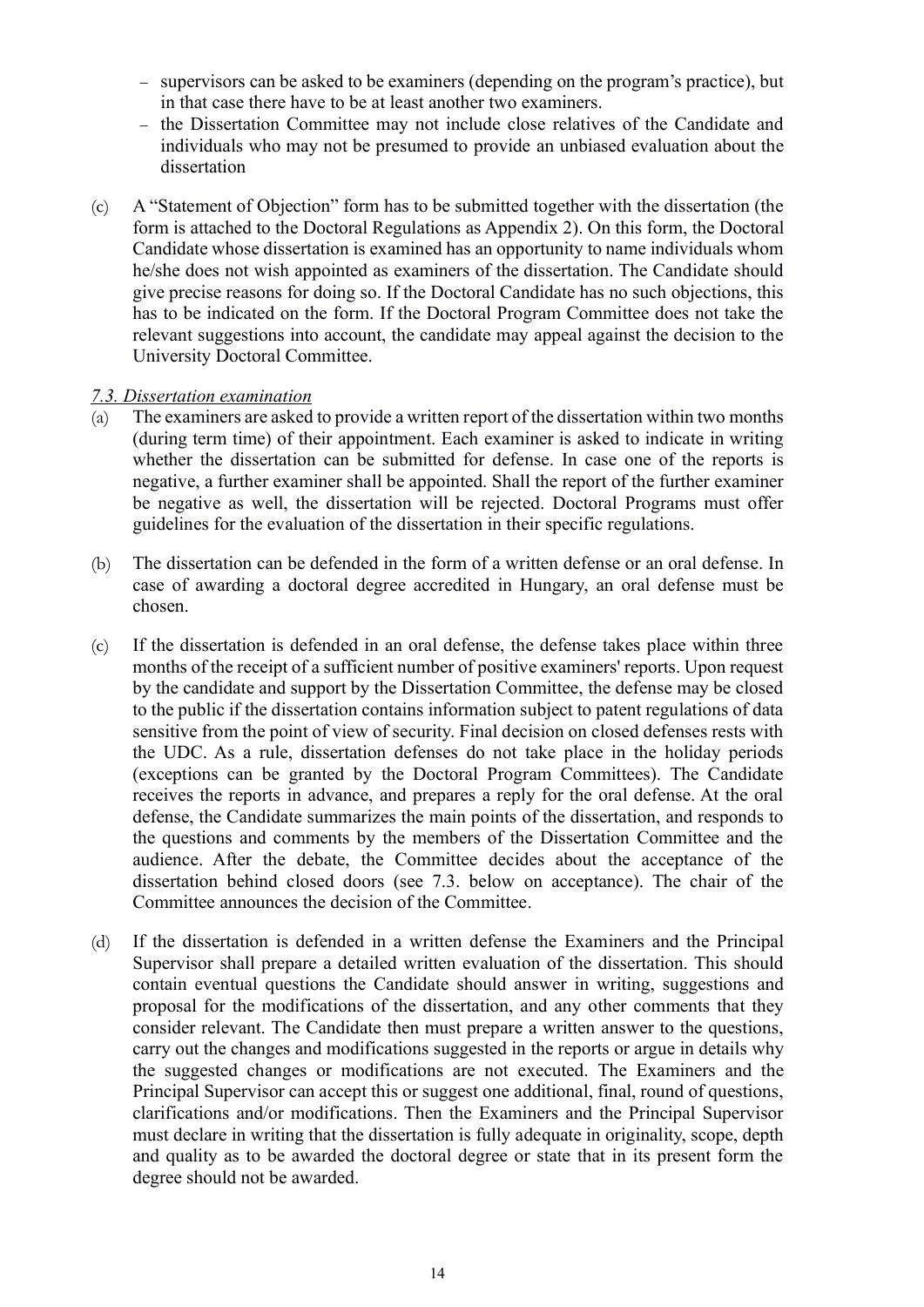- supervisors can be asked to be examiners (depending on the program's practice), but in that case there have to be at least another two examiners.
- the Dissertation Committee may not include close relatives of the Candidate and individuals who may not be presumed to provide an unbiased evaluation about the dissertation

(c) A "Statement of Objection" form has to be submitted together with the dissertation (the form is attached to the Doctoral Regulations as Appendix 2). On this form, the Doctoral Candidate whose dissertation is examined has an opportunity to name individuals whom he/she does not wish appointed as examiners of the dissertation. The Candidate should give precise reasons for doing so. If the Doctoral Candidate has no such objections, this has to be indicated on the form. If the Doctoral Program Committee does not take the relevant suggestions into account, the candidate may appeal against the decision to the University Doctoral Committee.

*7.3. Dissertation examination*

(a) The examiners are asked to provide a written report of the dissertation within two months (during term time) of their appointment. Each examiner is asked to indicate in writing whether the dissertation can be submitted for defense. In case one of the reports is negative, a further examiner shall be appointed. Shall the report of the further examiner be negative as well, the dissertation will be rejected. Doctoral Programs must offer guidelines for the evaluation of the dissertation in their specific regulations.

(b) The dissertation can be defended in the form of a written defense or an oral defense. In case of awarding a doctoral degree accredited in Hungary, an oral defense must be chosen.

(c) If the dissertation is defended in an oral defense, the defense takes place within three months of the receipt of a sufficient number of positive examiners' reports. Upon request by the candidate and support by the Dissertation Committee, the defense may be closed to the public if the dissertation contains information subject to patent regulations of data sensitive from the point of view of security. Final decision on closed defenses rests with the UDC. As a rule, dissertation defenses do not take place in the holiday periods (exceptions can be granted by the Doctoral Program Committees). The Candidate receives the reports in advance, and prepares a reply for the oral defense. At the oral defense, the Candidate summarizes the main points of the dissertation, and responds to the questions and comments by the members of the Dissertation Committee and the audience. After the debate, the Committee decides about the acceptance of the dissertation behind closed doors (see 7.3. below on acceptance). The chair of the Committee announces the decision of the Committee.

(d) If the dissertation is defended in a written defense the Examiners and the Principal Supervisor shall prepare a detailed written evaluation of the dissertation. This should contain eventual questions the Candidate should answer in writing, suggestions and proposal for the modifications of the dissertation, and any other comments that they consider relevant. The Candidate then must prepare a written answer to the questions, carry out the changes and modifications suggested in the reports or argue in details why the suggested changes or modifications are not executed. The Examiners and the Principal Supervisor can accept this or suggest one additional, final, round of questions, clarifications and/or modifications. Then the Examiners and the Principal Supervisor must declare in writing that the dissertation is fully adequate in originality, scope, depth and quality as to be awarded the doctoral degree or state that in its present form the degree should not be awarded.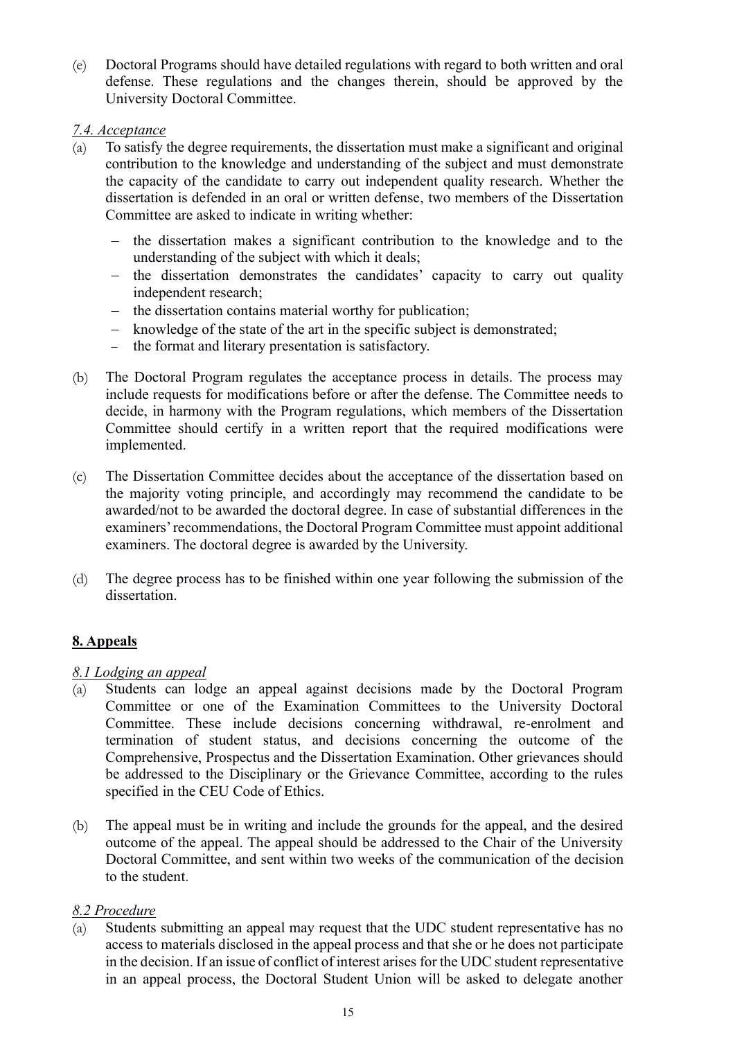(e) Doctoral Programs should have detailed regulations with regard to both written and oral defense. These regulations and the changes therein, should be approved by the University Doctoral Committee.

*7.4. Acceptance*

(a) To satisfy the degree requirements, the dissertation must make a significant and original contribution to the knowledge and understanding of the subject and must demonstrate the capacity of the candidate to carry out independent quality research. Whether the dissertation is defended in an oral or written defense, two members of the Dissertation Committee are asked to indicate in writing whether:

- the dissertation makes a significant contribution to the knowledge and to the understanding of the subject with which it deals;
- the dissertation demonstrates the candidates' capacity to carry out quality independent research;
- the dissertation contains material worthy for publication;
- knowledge of the state of the art in the specific subject is demonstrated;
- the format and literary presentation is satisfactory.

(b) The Doctoral Program regulates the acceptance process in details. The process may include requests for modifications before or after the defense. The Committee needs to decide, in harmony with the Program regulations, which members of the Dissertation Committee should certify in a written report that the required modifications were implemented.

(c) The Dissertation Committee decides about the acceptance of the dissertation based on the majority voting principle, and accordingly may recommend the candidate to be awarded/not to be awarded the doctoral degree. In case of substantial differences in the examiners' recommendations, the Doctoral Program Committee must appoint additional examiners. The doctoral degree is awarded by the University.

(d) The degree process has to be finished within one year following the submission of the dissertation.

## 8. Appeals

*8.1 Lodging an appeal*

(a) Students can lodge an appeal against decisions made by the Doctoral Program Committee or one of the Examination Committees to the University Doctoral Committee. These include decisions concerning withdrawal, re-enrolment and termination of student status, and decisions concerning the outcome of the Comprehensive, Prospectus and the Dissertation Examination. Other grievances should be addressed to the Disciplinary or the Grievance Committee, according to the rules specified in the CEU Code of Ethics.

(b) The appeal must be in writing and include the grounds for the appeal, and the desired outcome of the appeal. The appeal should be addressed to the Chair of the University Doctoral Committee, and sent within two weeks of the communication of the decision to the student.

*8.2 Procedure*

(a) Students submitting an appeal may request that the UDC student representative has no access to materials disclosed in the appeal process and that she or he does not participate in the decision. If an issue of conflict of interest arises for the UDC student representative in an appeal process, the Doctoral Student Union will be asked to delegate another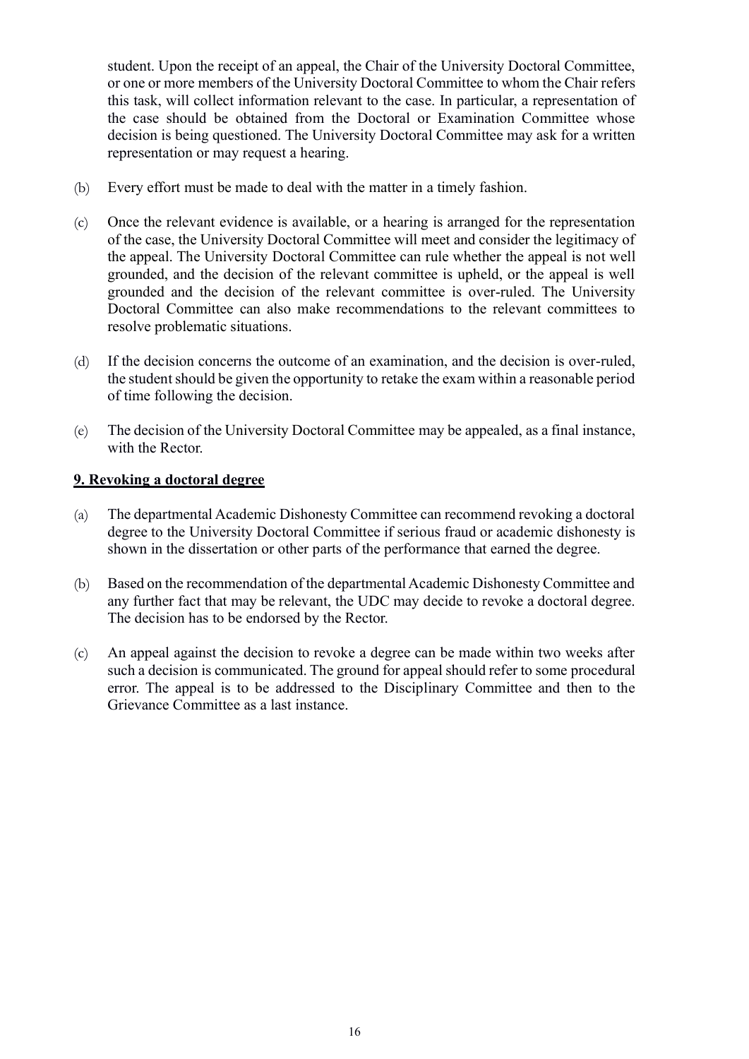student. Upon the receipt of an appeal, the Chair of the University Doctoral Committee, or one or more members of the University Doctoral Committee to whom the Chair refers this task, will collect information relevant to the case. In particular, a representation of the case should be obtained from the Doctoral or Examination Committee whose decision is being questioned. The University Doctoral Committee may ask for a written representation or may request a hearing.

(b) Every effort must be made to deal with the matter in a timely fashion.

(c) Once the relevant evidence is available, or a hearing is arranged for the representation of the case, the University Doctoral Committee will meet and consider the legitimacy of the appeal. The University Doctoral Committee can rule whether the appeal is not well grounded, and the decision of the relevant committee is upheld, or the appeal is well grounded and the decision of the relevant committee is over-ruled. The University Doctoral Committee can also make recommendations to the relevant committees to resolve problematic situations.

(d) If the decision concerns the outcome of an examination, and the decision is over-ruled, the student should be given the opportunity to retake the exam within a reasonable period of time following the decision.

(e) The decision of the University Doctoral Committee may be appealed, as a final instance, with the Rector.

## 9. Revoking a doctoral degree

(a) The departmental Academic Dishonesty Committee can recommend revoking a doctoral degree to the University Doctoral Committee if serious fraud or academic dishonesty is shown in the dissertation or other parts of the performance that earned the degree.

(b) Based on the recommendation of the departmental Academic Dishonesty Committee and any further fact that may be relevant, the UDC may decide to revoke a doctoral degree. The decision has to be endorsed by the Rector.

(c) An appeal against the decision to revoke a degree can be made within two weeks after such a decision is communicated. The ground for appeal should refer to some procedural error. The appeal is to be addressed to the Disciplinary Committee and then to the Grievance Committee as a last instance.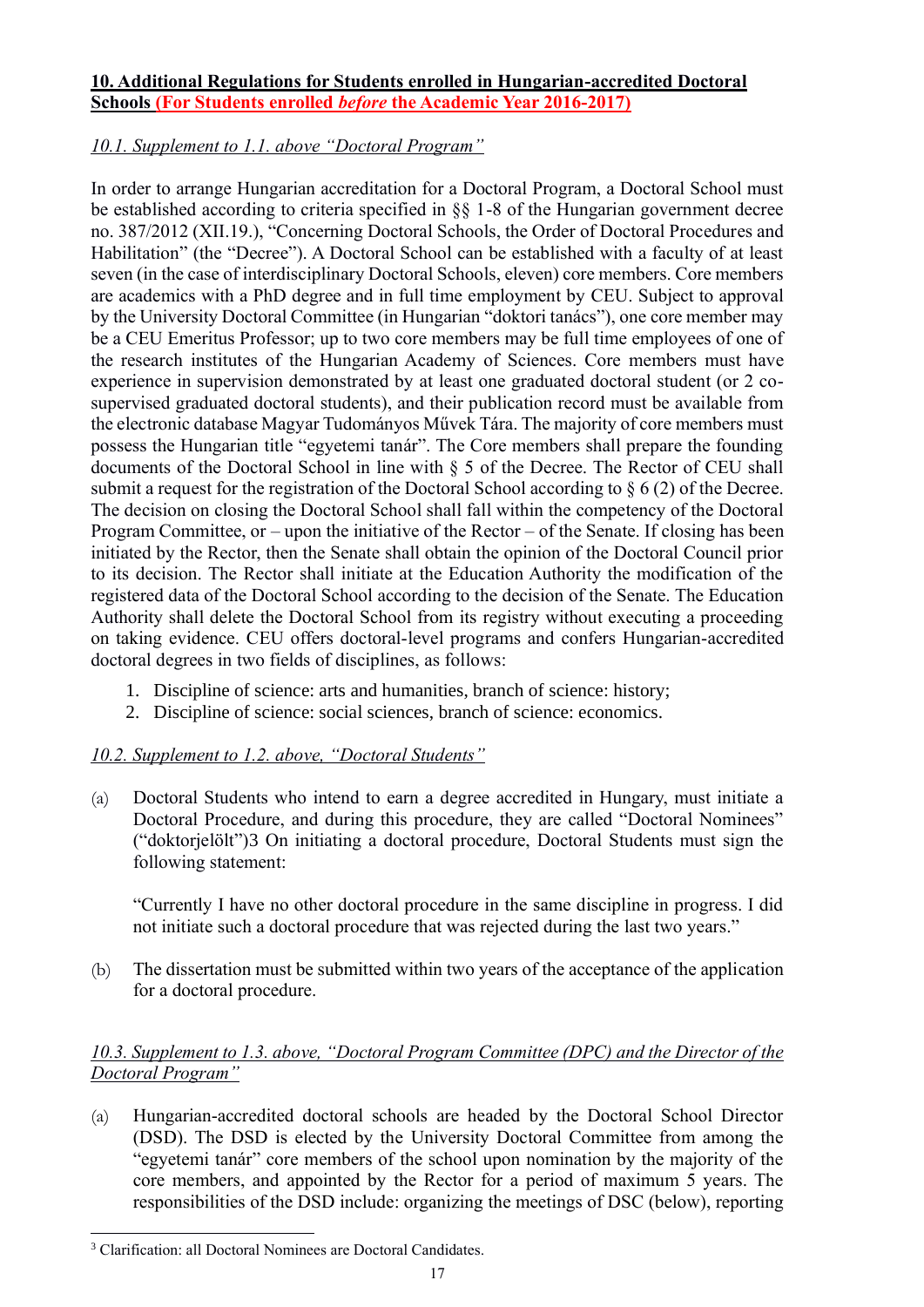**10. Additional Regulations for Students enrolled in Hungarian-accredited Doctoral Schools (For Students enrolled *before* the Academic Year 2016-2017)**

*10.1. Supplement to 1.1. above "Doctoral Program"*

In order to arrange Hungarian accreditation for a Doctoral Program, a Doctoral School must be established according to criteria specified in §§ 1-8 of the Hungarian government decree no. 387/2012 (XII.19.), "Concerning Doctoral Schools, the Order of Doctoral Procedures and Habilitation" (the "Decree"). A Doctoral School can be established with a faculty of at least seven (in the case of interdisciplinary Doctoral Schools, eleven) core members. Core members are academics with a PhD degree and in full time employment by CEU. Subject to approval by the University Doctoral Committee (in Hungarian "doktori tanács"), one core member may be a CEU Emeritus Professor; up to two core members may be full time employees of one of the research institutes of the Hungarian Academy of Sciences. Core members must have experience in supervision demonstrated by at least one graduated doctoral student (or 2 co-supervised graduated doctoral students), and their publication record must be available from the electronic database Magyar Tudományos Művek Tára. The majority of core members must possess the Hungarian title "egyetemi tanár". The Core members shall prepare the founding documents of the Doctoral School in line with § 5 of the Decree. The Rector of CEU shall submit a request for the registration of the Doctoral School according to § 6 (2) of the Decree. The decision on closing the Doctoral School shall fall within the competency of the Doctoral Program Committee, or – upon the initiative of the Rector – of the Senate. If closing has been initiated by the Rector, then the Senate shall obtain the opinion of the Doctoral Council prior to its decision. The Rector shall initiate at the Education Authority the modification of the registered data of the Doctoral School according to the decision of the Senate. The Education Authority shall delete the Doctoral School from its registry without executing a proceeding on taking evidence. CEU offers doctoral-level programs and confers Hungarian-accredited doctoral degrees in two fields of disciplines, as follows:

1. Discipline of science: arts and humanities, branch of science: history;
2. Discipline of science: social sciences, branch of science: economics.

*10.2. Supplement to 1.2. above, "Doctoral Students"*

(a) Doctoral Students who intend to earn a degree accredited in Hungary, must initiate a Doctoral Procedure, and during this procedure, they are called "Doctoral Nominees" ("doktorjelölt")[3] On initiating a doctoral procedure, Doctoral Students must sign the following statement:

"Currently I have no other doctoral procedure in the same discipline in progress. I did not initiate such a doctoral procedure that was rejected during the last two years."

(b) The dissertation must be submitted within two years of the acceptance of the application for a doctoral procedure.

*10.3. Supplement to 1.3. above, "Doctoral Program Committee (DPC) and the Director of the Doctoral Program"*

(a) Hungarian-accredited doctoral schools are headed by the Doctoral School Director (DSD). The DSD is elected by the University Doctoral Committee from among the "egyetemi tanár" core members of the school upon nomination by the majority of the core members, and appointed by the Rector for a period of maximum 5 years. The responsibilities of the DSD include: organizing the meetings of DSC (below), reporting

[3] Clarification: all Doctoral Nominees are Doctoral Candidates.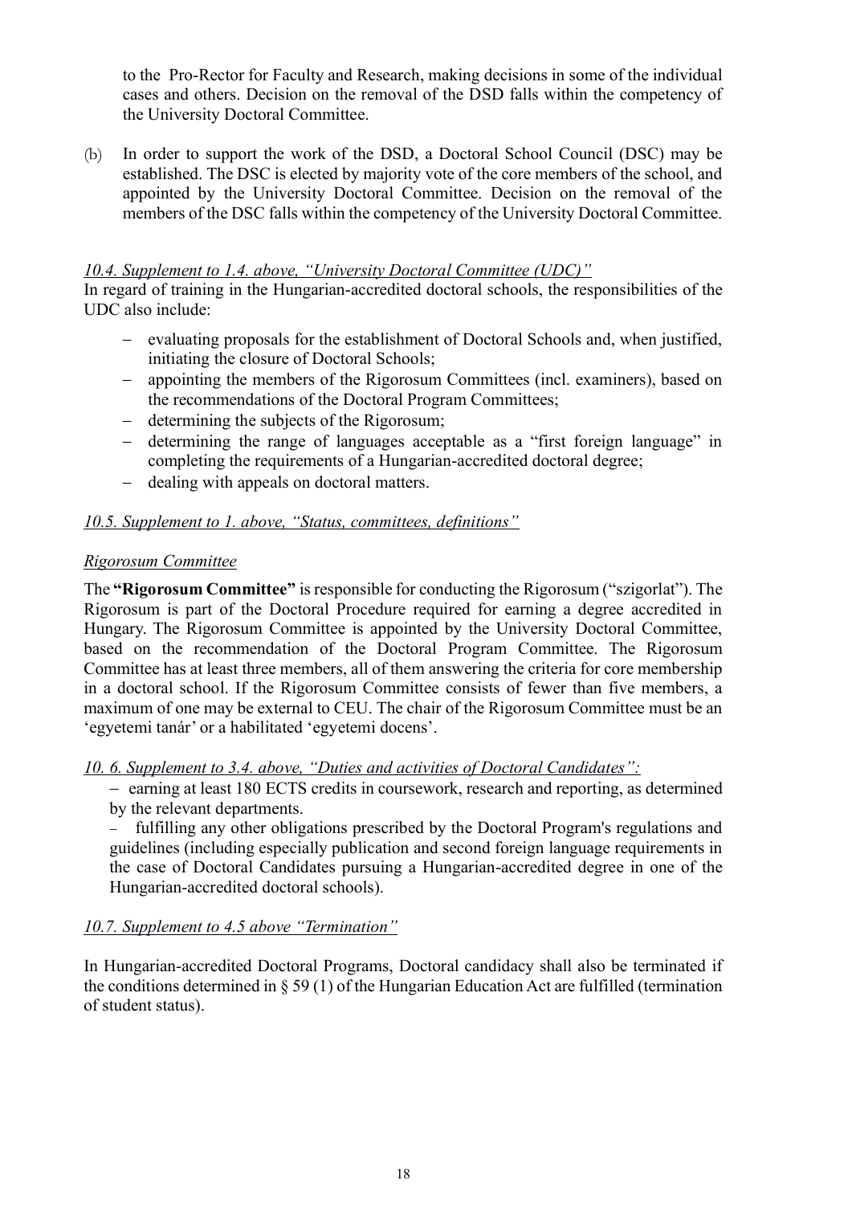to the Pro-Rector for Faculty and Research, making decisions in some of the individual cases and others. Decision on the removal of the DSD falls within the competency of the University Doctoral Committee.

(b) In order to support the work of the DSD, a Doctoral School Council (DSC) may be established. The DSC is elected by majority vote of the core members of the school, and appointed by the University Doctoral Committee. Decision on the removal of the members of the DSC falls within the competency of the University Doctoral Committee.

*10.4. Supplement to 1.4. above, "University Doctoral Committee (UDC)"*

In regard of training in the Hungarian-accredited doctoral schools, the responsibilities of the UDC also include:

- evaluating proposals for the establishment of Doctoral Schools and, when justified, initiating the closure of Doctoral Schools;
- appointing the members of the Rigorosum Committees (incl. examiners), based on the recommendations of the Doctoral Program Committees;
- determining the subjects of the Rigorosum;
- determining the range of languages acceptable as a "first foreign language" in completing the requirements of a Hungarian-accredited doctoral degree;
- dealing with appeals on doctoral matters.

*10.5. Supplement to 1. above, "Status, committees, definitions"*

*Rigorosum Committee*

The **"Rigorosum Committee"** is responsible for conducting the Rigorosum ("szigorlat"). The Rigorosum is part of the Doctoral Procedure required for earning a degree accredited in Hungary. The Rigorosum Committee is appointed by the University Doctoral Committee, based on the recommendation of the Doctoral Program Committee. The Rigorosum Committee has at least three members, all of them answering the criteria for core membership in a doctoral school. If the Rigorosum Committee consists of fewer than five members, a maximum of one may be external to CEU. The chair of the Rigorosum Committee must be an 'egyetemi tanár' or a habilitated 'egyetemi docens'.

*10. 6. Supplement to 3.4. above, "Duties and activities of Doctoral Candidates":*

- earning at least 180 ECTS credits in coursework, research and reporting, as determined by the relevant departments.
- fulfilling any other obligations prescribed by the Doctoral Program's regulations and guidelines (including especially publication and second foreign language requirements in the case of Doctoral Candidates pursuing a Hungarian-accredited degree in one of the Hungarian-accredited doctoral schools).

*10.7. Supplement to 4.5 above "Termination"*

In Hungarian-accredited Doctoral Programs, Doctoral candidacy shall also be terminated if the conditions determined in § 59 (1) of the Hungarian Education Act are fulfilled (termination of student status).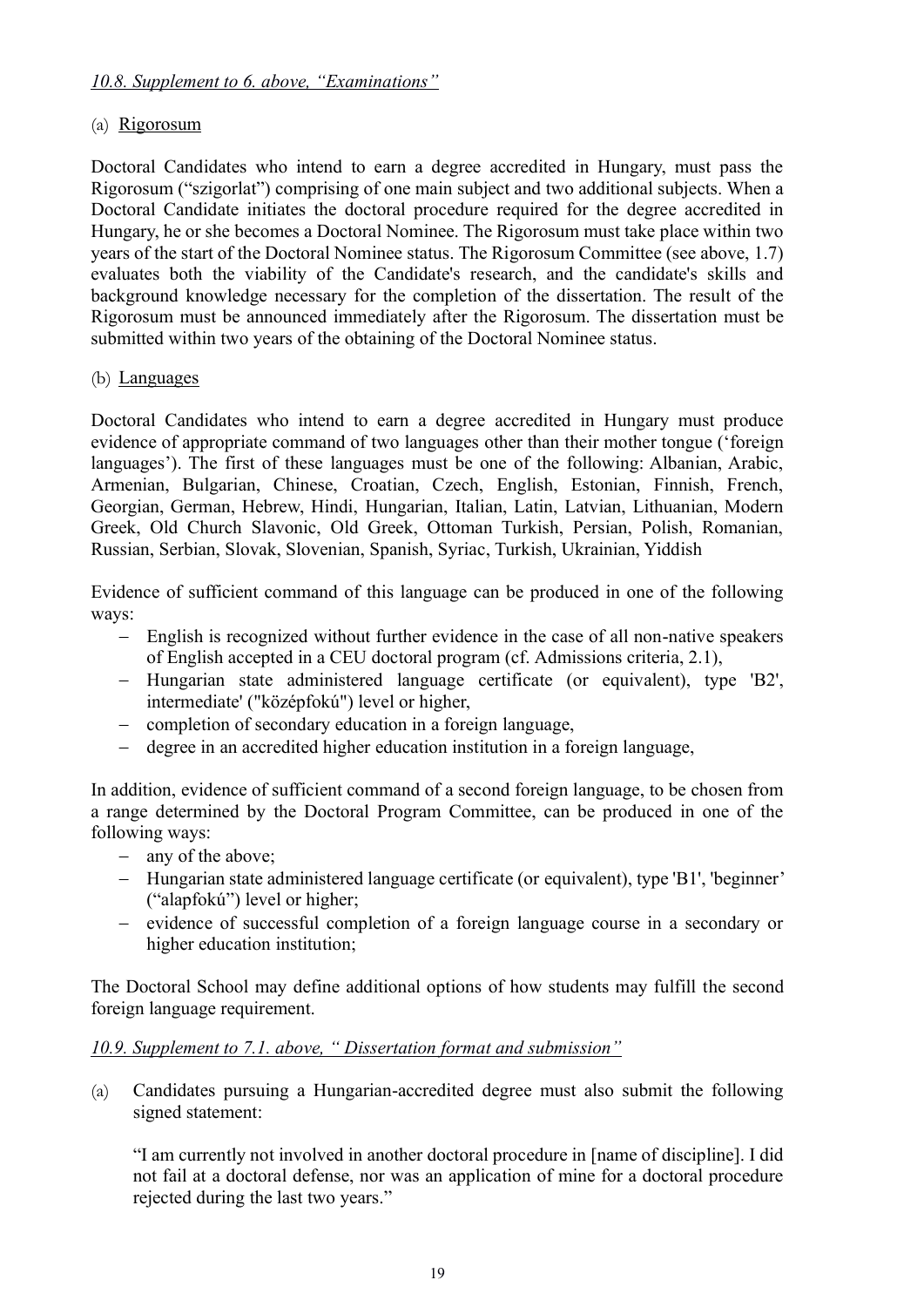*10.8. Supplement to 6. above, "Examinations"*

(a) Rigorosum

Doctoral Candidates who intend to earn a degree accredited in Hungary, must pass the Rigorosum ("szigorlat") comprising of one main subject and two additional subjects. When a Doctoral Candidate initiates the doctoral procedure required for the degree accredited in Hungary, he or she becomes a Doctoral Nominee. The Rigorosum must take place within two years of the start of the Doctoral Nominee status. The Rigorosum Committee (see above, 1.7) evaluates both the viability of the Candidate's research, and the candidate's skills and background knowledge necessary for the completion of the dissertation. The result of the Rigorosum must be announced immediately after the Rigorosum. The dissertation must be submitted within two years of the obtaining of the Doctoral Nominee status.

(b) Languages

Doctoral Candidates who intend to earn a degree accredited in Hungary must produce evidence of appropriate command of two languages other than their mother tongue ('foreign languages'). The first of these languages must be one of the following: Albanian, Arabic, Armenian, Bulgarian, Chinese, Croatian, Czech, English, Estonian, Finnish, French, Georgian, German, Hebrew, Hindi, Hungarian, Italian, Latin, Latvian, Lithuanian, Modern Greek, Old Church Slavonic, Old Greek, Ottoman Turkish, Persian, Polish, Romanian, Russian, Serbian, Slovak, Slovenian, Spanish, Syriac, Turkish, Ukrainian, Yiddish

Evidence of sufficient command of this language can be produced in one of the following ways:

- English is recognized without further evidence in the case of all non-native speakers of English accepted in a CEU doctoral program (cf. Admissions criteria, 2.1),
- Hungarian state administered language certificate (or equivalent), type 'B2', intermediate' ("középfokú") level or higher,
- completion of secondary education in a foreign language,
- degree in an accredited higher education institution in a foreign language,

In addition, evidence of sufficient command of a second foreign language, to be chosen from a range determined by the Doctoral Program Committee, can be produced in one of the following ways:

- any of the above;
- Hungarian state administered language certificate (or equivalent), type 'B1', 'beginner' ("alapfokú") level or higher;
- evidence of successful completion of a foreign language course in a secondary or higher education institution;

The Doctoral School may define additional options of how students may fulfill the second foreign language requirement.

*10.9. Supplement to 7.1. above, " Dissertation format and submission"*

(a) Candidates pursuing a Hungarian-accredited degree must also submit the following signed statement:

"I am currently not involved in another doctoral procedure in [name of discipline]. I did not fail at a doctoral defense, nor was an application of mine for a doctoral procedure rejected during the last two years."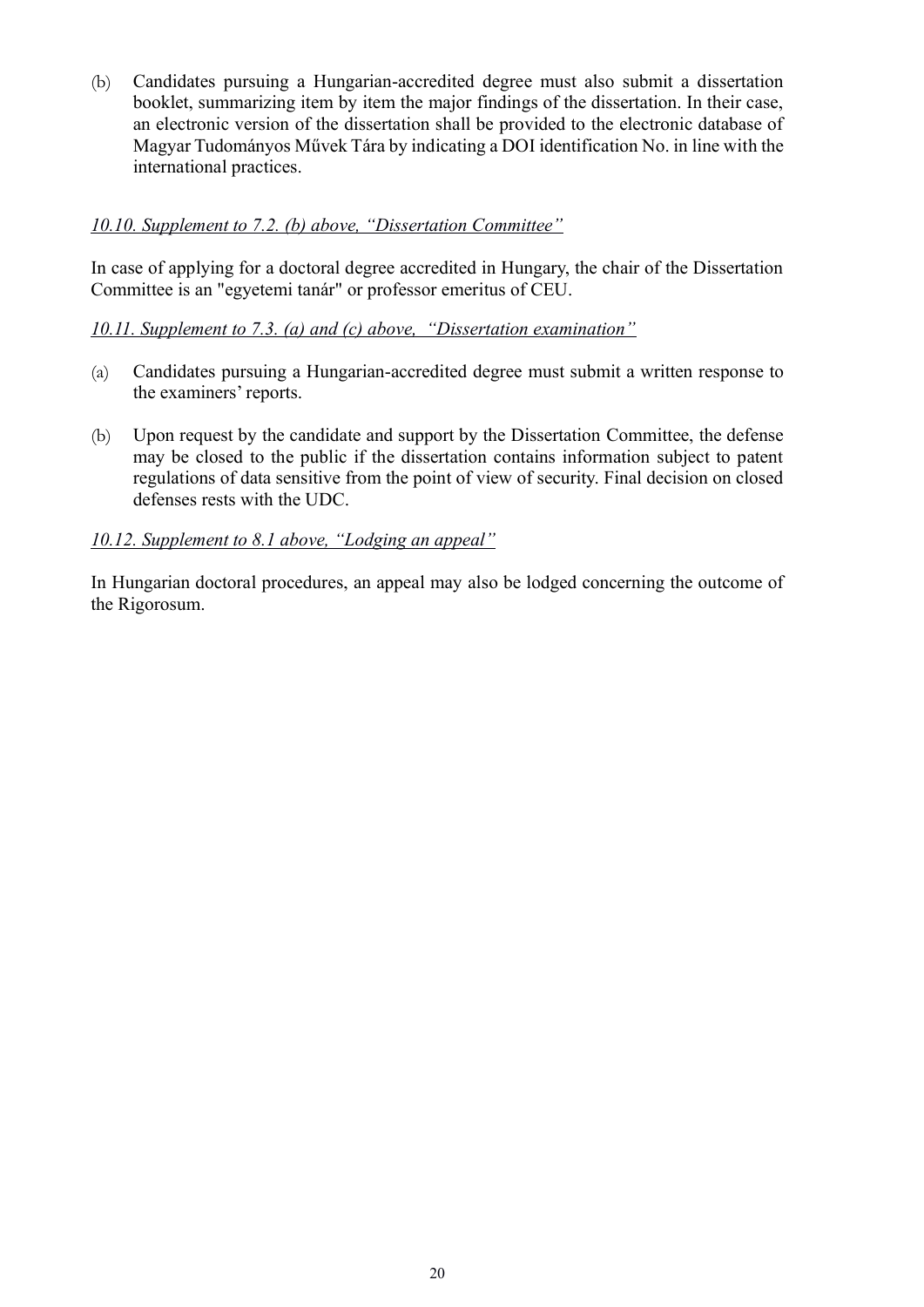(b) Candidates pursuing a Hungarian-accredited degree must also submit a dissertation booklet, summarizing item by item the major findings of the dissertation. In their case, an electronic version of the dissertation shall be provided to the electronic database of Magyar Tudományos Művek Tára by indicating a DOI identification No. in line with the international practices.

*10.10. Supplement to 7.2. (b) above, "Dissertation Committee"*

In case of applying for a doctoral degree accredited in Hungary, the chair of the Dissertation Committee is an "egyetemi tanár" or professor emeritus of CEU.

*10.11. Supplement to 7.3. (a) and (c) above, "Dissertation examination"*

(a) Candidates pursuing a Hungarian-accredited degree must submit a written response to the examiners' reports.

(b) Upon request by the candidate and support by the Dissertation Committee, the defense may be closed to the public if the dissertation contains information subject to patent regulations of data sensitive from the point of view of security. Final decision on closed defenses rests with the UDC.

*10.12. Supplement to 8.1 above, "Lodging an appeal"*

In Hungarian doctoral procedures, an appeal may also be lodged concerning the outcome of the Rigorosum.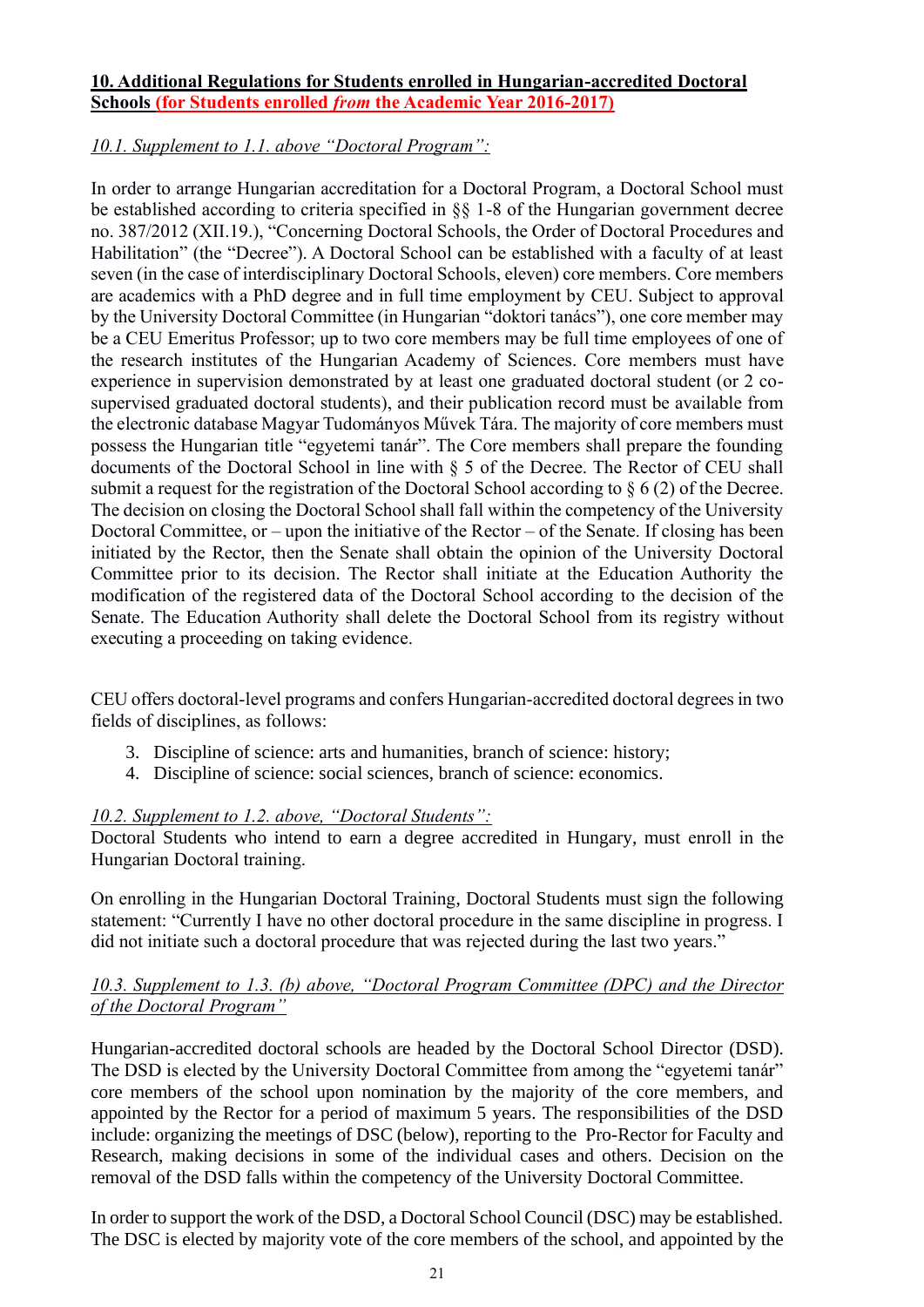## 10. Additional Regulations for Students enrolled in Hungarian-accredited Doctoral Schools (for Students enrolled *from* the Academic Year 2016-2017)

*10.1. Supplement to 1.1. above "Doctoral Program":*

In order to arrange Hungarian accreditation for a Doctoral Program, a Doctoral School must be established according to criteria specified in §§ 1-8 of the Hungarian government decree no. 387/2012 (XII.19.), "Concerning Doctoral Schools, the Order of Doctoral Procedures and Habilitation" (the "Decree"). A Doctoral School can be established with a faculty of at least seven (in the case of interdisciplinary Doctoral Schools, eleven) core members. Core members are academics with a PhD degree and in full time employment by CEU. Subject to approval by the University Doctoral Committee (in Hungarian "doktori tanács"), one core member may be a CEU Emeritus Professor; up to two core members may be full time employees of one of the research institutes of the Hungarian Academy of Sciences. Core members must have experience in supervision demonstrated by at least one graduated doctoral student (or 2 co-supervised graduated doctoral students), and their publication record must be available from the electronic database Magyar Tudományos Művek Tára. The majority of core members must possess the Hungarian title "egyetemi tanár". The Core members shall prepare the founding documents of the Doctoral School in line with § 5 of the Decree. The Rector of CEU shall submit a request for the registration of the Doctoral School according to § 6 (2) of the Decree. The decision on closing the Doctoral School shall fall within the competency of the University Doctoral Committee, or – upon the initiative of the Rector – of the Senate. If closing has been initiated by the Rector, then the Senate shall obtain the opinion of the University Doctoral Committee prior to its decision. The Rector shall initiate at the Education Authority the modification of the registered data of the Doctoral School according to the decision of the Senate. The Education Authority shall delete the Doctoral School from its registry without executing a proceeding on taking evidence.

CEU offers doctoral-level programs and confers Hungarian-accredited doctoral degrees in two fields of disciplines, as follows:

3. Discipline of science: arts and humanities, branch of science: history;
4. Discipline of science: social sciences, branch of science: economics.

*10.2. Supplement to 1.2. above, "Doctoral Students":*

Doctoral Students who intend to earn a degree accredited in Hungary, must enroll in the Hungarian Doctoral training.

On enrolling in the Hungarian Doctoral Training, Doctoral Students must sign the following statement: "Currently I have no other doctoral procedure in the same discipline in progress. I did not initiate such a doctoral procedure that was rejected during the last two years."

*10.3. Supplement to 1.3. (b) above, "Doctoral Program Committee (DPC) and the Director of the Doctoral Program"*

Hungarian-accredited doctoral schools are headed by the Doctoral School Director (DSD). The DSD is elected by the University Doctoral Committee from among the "egyetemi tanár" core members of the school upon nomination by the majority of the core members, and appointed by the Rector for a period of maximum 5 years. The responsibilities of the DSD include: organizing the meetings of DSC (below), reporting to the Pro-Rector for Faculty and Research, making decisions in some of the individual cases and others. Decision on the removal of the DSD falls within the competency of the University Doctoral Committee.

In order to support the work of the DSD, a Doctoral School Council (DSC) may be established. The DSC is elected by majority vote of the core members of the school, and appointed by the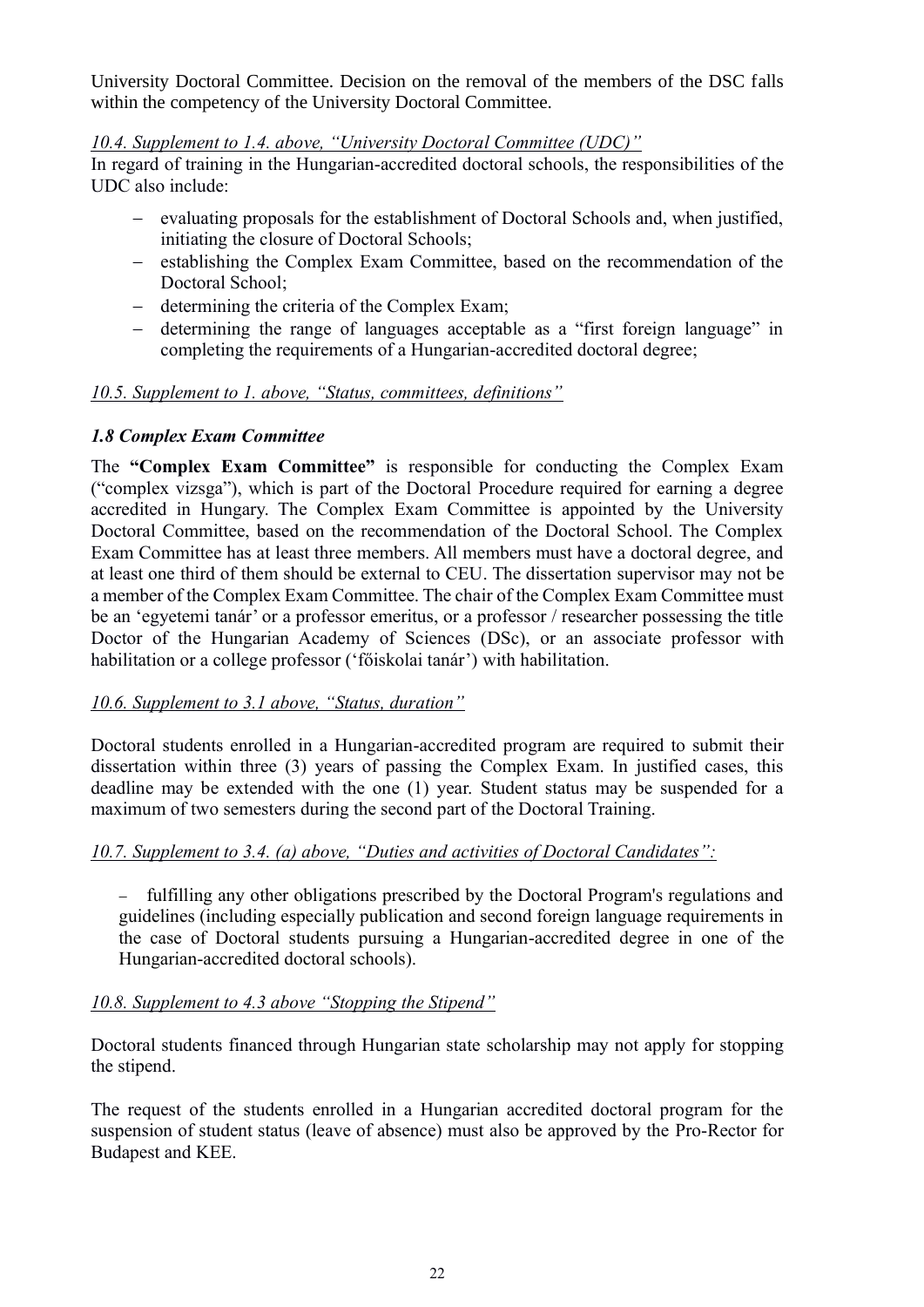University Doctoral Committee. Decision on the removal of the members of the DSC falls within the competency of the University Doctoral Committee.

*10.4. Supplement to 1.4. above, "University Doctoral Committee (UDC)"*

In regard of training in the Hungarian-accredited doctoral schools, the responsibilities of the UDC also include:

- evaluating proposals for the establishment of Doctoral Schools and, when justified, initiating the closure of Doctoral Schools;
- establishing the Complex Exam Committee, based on the recommendation of the Doctoral School;
- determining the criteria of the Complex Exam;
- determining the range of languages acceptable as a "first foreign language" in completing the requirements of a Hungarian-accredited doctoral degree;

*10.5. Supplement to 1. above, "Status, committees, definitions"*

### *1.8 Complex Exam Committee*

The **"Complex Exam Committee"** is responsible for conducting the Complex Exam ("complex vizsga"), which is part of the Doctoral Procedure required for earning a degree accredited in Hungary. The Complex Exam Committee is appointed by the University Doctoral Committee, based on the recommendation of the Doctoral School. The Complex Exam Committee has at least three members. All members must have a doctoral degree, and at least one third of them should be external to CEU. The dissertation supervisor may not be a member of the Complex Exam Committee. The chair of the Complex Exam Committee must be an 'egyetemi tanár' or a professor emeritus, or a professor / researcher possessing the title Doctor of the Hungarian Academy of Sciences (DSc), or an associate professor with habilitation or a college professor ('főiskolai tanár') with habilitation.

*10.6. Supplement to 3.1 above, "Status, duration"*

Doctoral students enrolled in a Hungarian-accredited program are required to submit their dissertation within three (3) years of passing the Complex Exam. In justified cases, this deadline may be extended with the one (1) year. Student status may be suspended for a maximum of two semesters during the second part of the Doctoral Training.

*10.7. Supplement to 3.4. (a) above, "Duties and activities of Doctoral Candidates":*

- fulfilling any other obligations prescribed by the Doctoral Program's regulations and guidelines (including especially publication and second foreign language requirements in the case of Doctoral students pursuing a Hungarian-accredited degree in one of the Hungarian-accredited doctoral schools).

*10.8. Supplement to 4.3 above "Stopping the Stipend"*

Doctoral students financed through Hungarian state scholarship may not apply for stopping the stipend.

The request of the students enrolled in a Hungarian accredited doctoral program for the suspension of student status (leave of absence) must also be approved by the Pro-Rector for Budapest and KEE.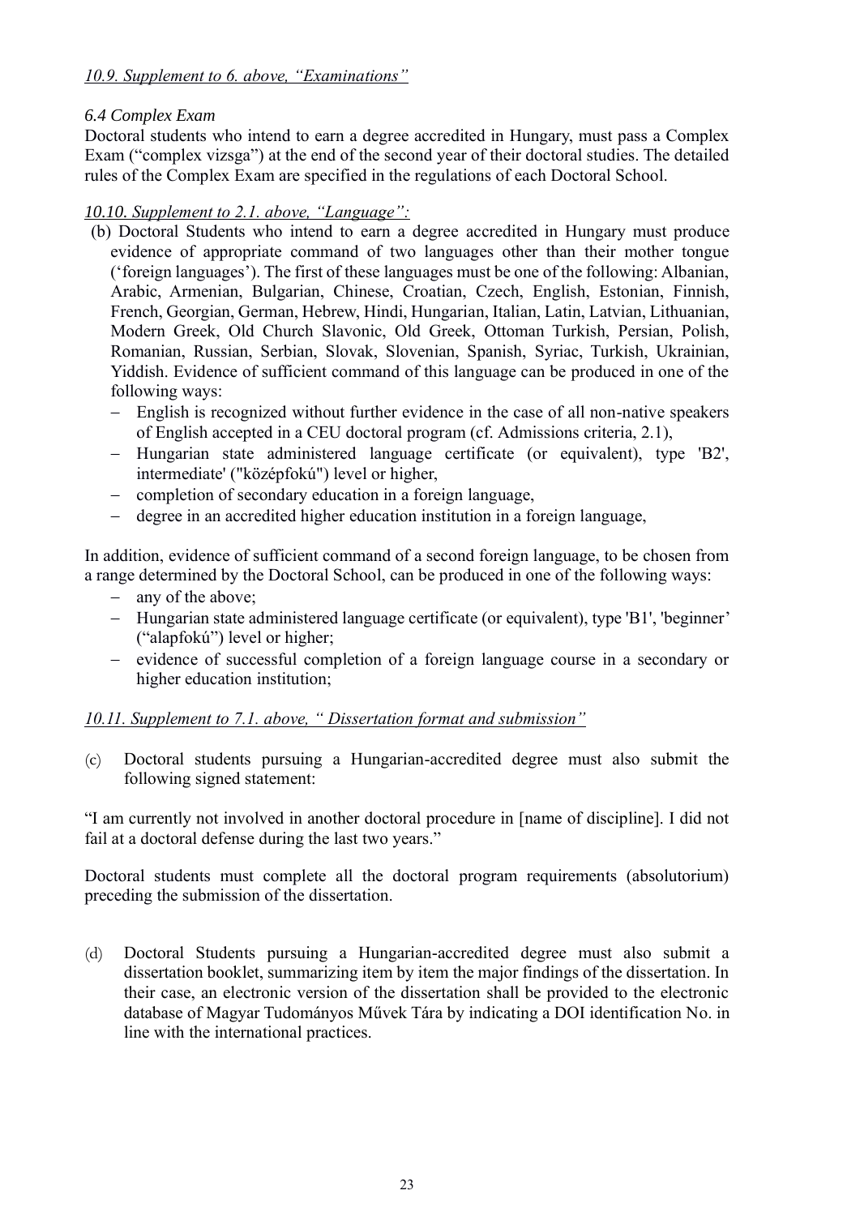*10.9. Supplement to 6. above, "Examinations"*

*6.4 Complex Exam*

Doctoral students who intend to earn a degree accredited in Hungary, must pass a Complex Exam ("complex vizsga") at the end of the second year of their doctoral studies. The detailed rules of the Complex Exam are specified in the regulations of each Doctoral School.

*10.10. Supplement to 2.1. above, "Language":*

(b) Doctoral Students who intend to earn a degree accredited in Hungary must produce evidence of appropriate command of two languages other than their mother tongue ('foreign languages'). The first of these languages must be one of the following: Albanian, Arabic, Armenian, Bulgarian, Chinese, Croatian, Czech, English, Estonian, Finnish, French, Georgian, German, Hebrew, Hindi, Hungarian, Italian, Latin, Latvian, Lithuanian, Modern Greek, Old Church Slavonic, Old Greek, Ottoman Turkish, Persian, Polish, Romanian, Russian, Serbian, Slovak, Slovenian, Spanish, Syriac, Turkish, Ukrainian, Yiddish. Evidence of sufficient command of this language can be produced in one of the following ways:

- English is recognized without further evidence in the case of all non-native speakers of English accepted in a CEU doctoral program (cf. Admissions criteria, 2.1),
- Hungarian state administered language certificate (or equivalent), type 'B2', intermediate' ("középfokú") level or higher,
- completion of secondary education in a foreign language,
- degree in an accredited higher education institution in a foreign language,

In addition, evidence of sufficient command of a second foreign language, to be chosen from a range determined by the Doctoral School, can be produced in one of the following ways:

- any of the above;
- Hungarian state administered language certificate (or equivalent), type 'B1', 'beginner' ("alapfokú") level or higher;
- evidence of successful completion of a foreign language course in a secondary or higher education institution;

*10.11. Supplement to 7.1. above, " Dissertation format and submission"*

(c) Doctoral students pursuing a Hungarian-accredited degree must also submit the following signed statement:

"I am currently not involved in another doctoral procedure in [name of discipline]. I did not fail at a doctoral defense during the last two years."

Doctoral students must complete all the doctoral program requirements (absolutorium) preceding the submission of the dissertation.

(d) Doctoral Students pursuing a Hungarian-accredited degree must also submit a dissertation booklet, summarizing item by item the major findings of the dissertation. In their case, an electronic version of the dissertation shall be provided to the electronic database of Magyar Tudományos Művek Tára by indicating a DOI identification No. in line with the international practices.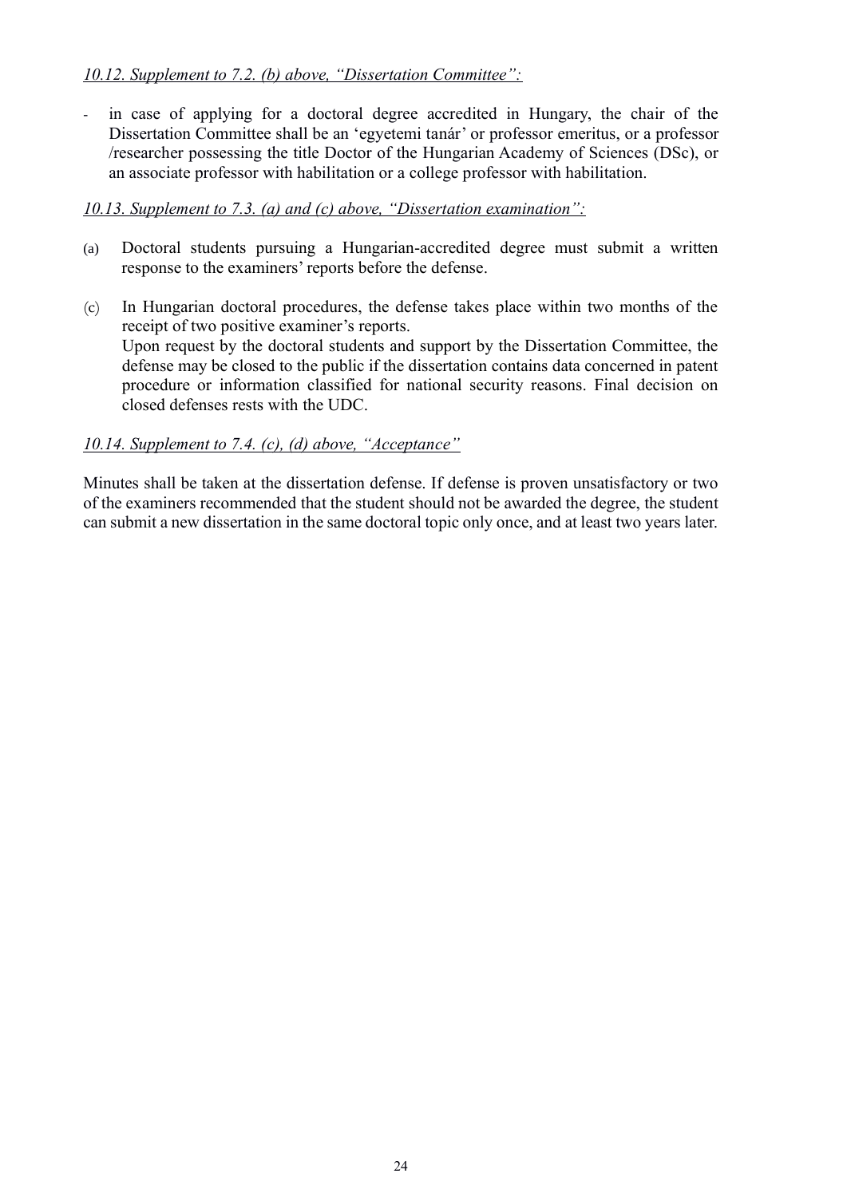*10.12. Supplement to 7.2. (b) above, "Dissertation Committee":*

- in case of applying for a doctoral degree accredited in Hungary, the chair of the Dissertation Committee shall be an 'egyetemi tanár' or professor emeritus, or a professor /researcher possessing the title Doctor of the Hungarian Academy of Sciences (DSc), or an associate professor with habilitation or a college professor with habilitation.

*10.13. Supplement to 7.3. (a) and (c) above, "Dissertation examination":*

(a) Doctoral students pursuing a Hungarian-accredited degree must submit a written response to the examiners' reports before the defense.

(c) In Hungarian doctoral procedures, the defense takes place within two months of the receipt of two positive examiner's reports.
Upon request by the doctoral students and support by the Dissertation Committee, the defense may be closed to the public if the dissertation contains data concerned in patent procedure or information classified for national security reasons. Final decision on closed defenses rests with the UDC.

*10.14. Supplement to 7.4. (c), (d) above, "Acceptance"*

Minutes shall be taken at the dissertation defense. If defense is proven unsatisfactory or two of the examiners recommended that the student should not be awarded the degree, the student can submit a new dissertation in the same doctoral topic only once, and at least two years later.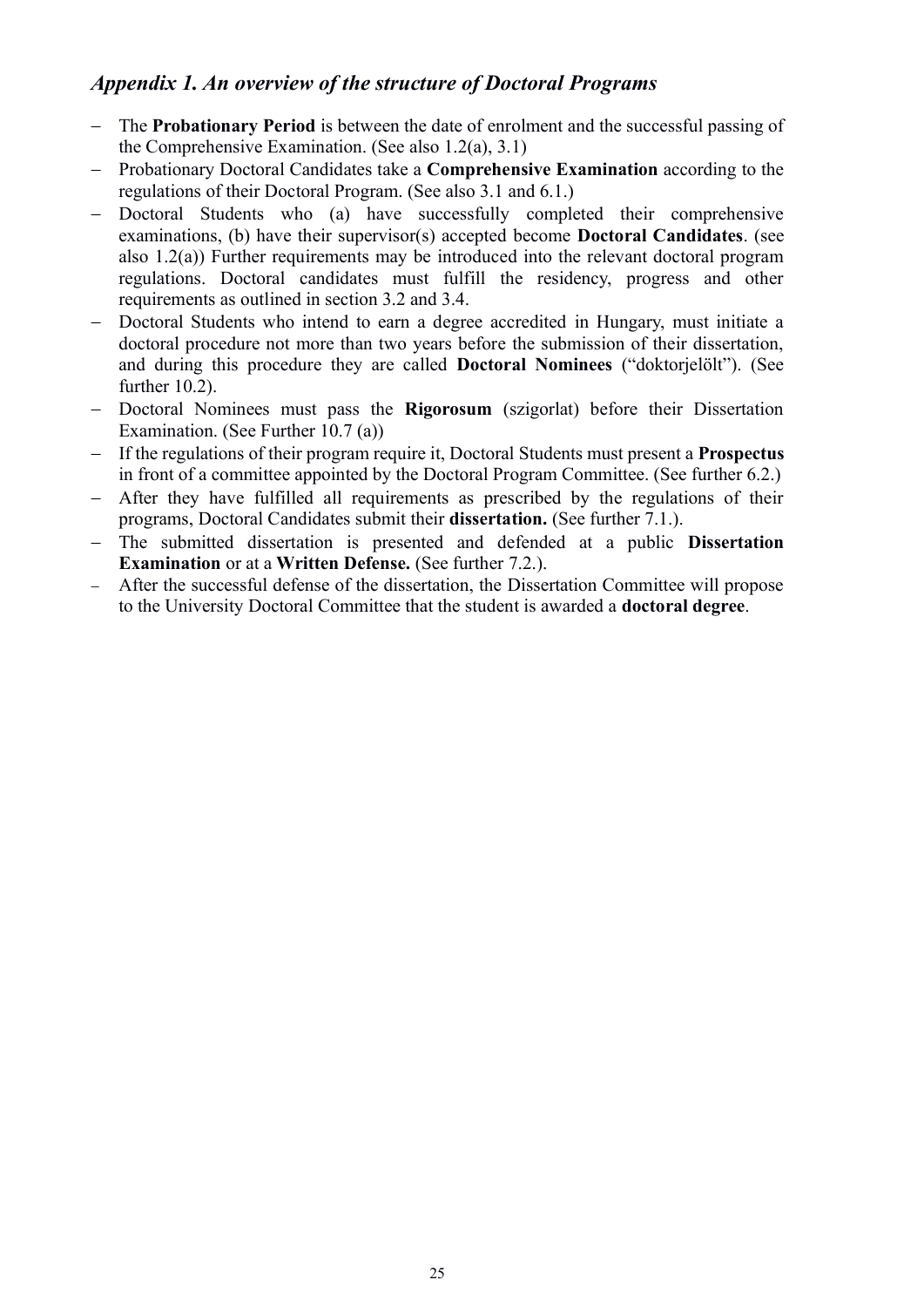## *Appendix 1. An overview of the structure of Doctoral Programs*

- The **Probationary Period** is between the date of enrolment and the successful passing of the Comprehensive Examination. (See also 1.2(a), 3.1)
- Probationary Doctoral Candidates take a **Comprehensive Examination** according to the regulations of their Doctoral Program. (See also 3.1 and 6.1.)
- Doctoral Students who (a) have successfully completed their comprehensive examinations, (b) have their supervisor(s) accepted become **Doctoral Candidates**. (see also 1.2(a)) Further requirements may be introduced into the relevant doctoral program regulations. Doctoral candidates must fulfill the residency, progress and other requirements as outlined in section 3.2 and 3.4.
- Doctoral Students who intend to earn a degree accredited in Hungary, must initiate a doctoral procedure not more than two years before the submission of their dissertation, and during this procedure they are called **Doctoral Nominees** ("doktorjelölt"). (See further 10.2).
- Doctoral Nominees must pass the **Rigorosum** (szigorlat) before their Dissertation Examination. (See Further 10.7 (a))
- If the regulations of their program require it, Doctoral Students must present a **Prospectus** in front of a committee appointed by the Doctoral Program Committee. (See further 6.2.)
- After they have fulfilled all requirements as prescribed by the regulations of their programs, Doctoral Candidates submit their **dissertation.** (See further 7.1.).
- The submitted dissertation is presented and defended at a public **Dissertation Examination** or at a **Written Defense.** (See further 7.2.).
- After the successful defense of the dissertation, the Dissertation Committee will propose to the University Doctoral Committee that the student is awarded a **doctoral degree**.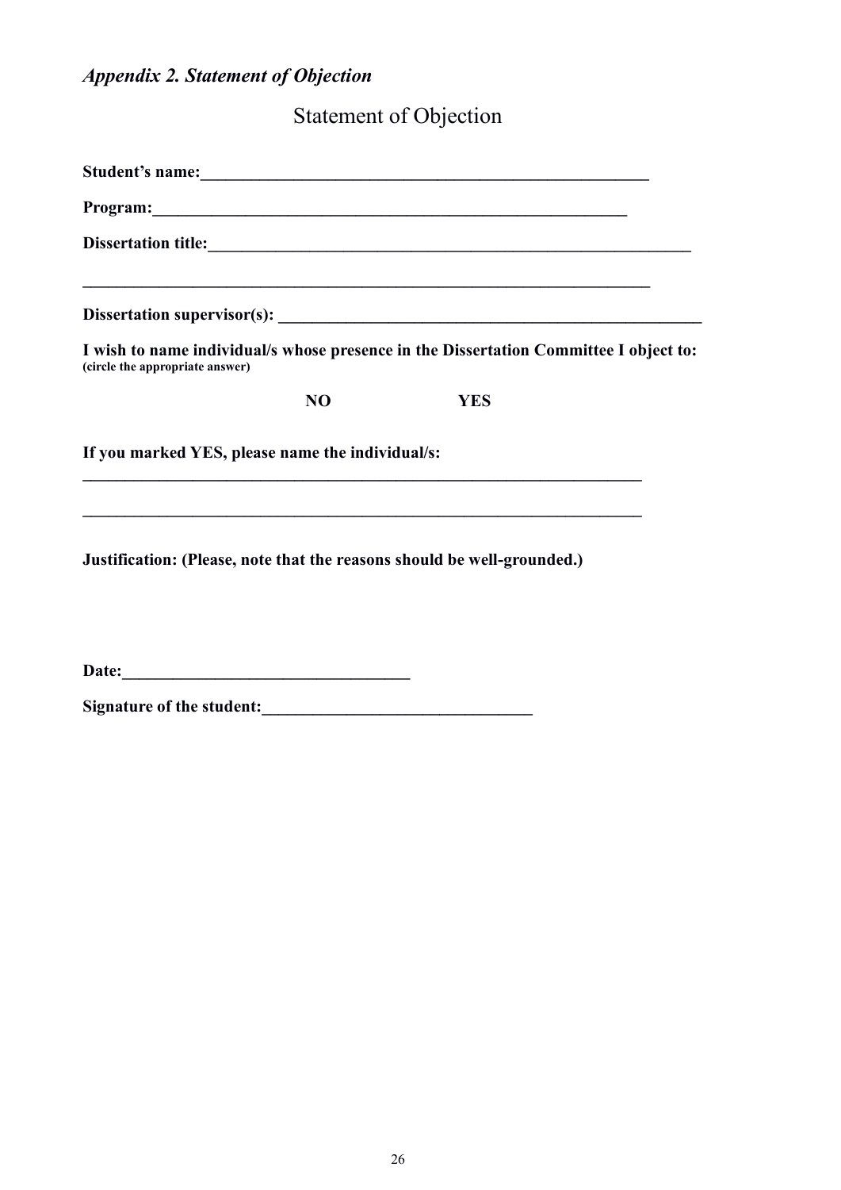*Appendix 2. Statement of Objection*

# Statement of Objection

**Student's name:**_______________________________________________________

**Program:**___________________________________________________________

**Dissertation title:**_________________________________________________________

_____________________________________________________________________

**Dissertation supervisor(s):** ___________________________________________________

**I wish to name individual/s whose presence in the Dissertation Committee I object to:**
**(circle the appropriate answer)**

**NO** **YES**

**If you marked YES, please name the individual/s:**

_____________________________________________________________________

_____________________________________________________________________

**Justification: (Please, note that the reasons should be well-grounded.)**

**Date:**__________________________________

**Signature of the student:**________________________________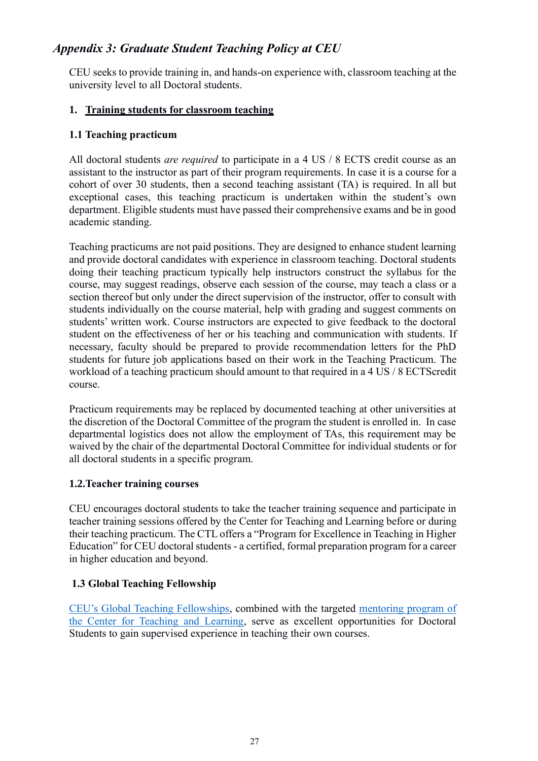## *Appendix 3: Graduate Student Teaching Policy at CEU*

CEU seeks to provide training in, and hands-on experience with, classroom teaching at the university level to all Doctoral students.

### 1. <u>Training students for classroom teaching</u>

#### 1.1 Teaching practicum

All doctoral students *are required* to participate in a 4 US / 8 ECTS credit course as an assistant to the instructor as part of their program requirements. In case it is a course for a cohort of over 30 students, then a second teaching assistant (TA) is required. In all but exceptional cases, this teaching practicum is undertaken within the student's own department. Eligible students must have passed their comprehensive exams and be in good academic standing.

Teaching practicums are not paid positions. They are designed to enhance student learning and provide doctoral candidates with experience in classroom teaching. Doctoral students doing their teaching practicum typically help instructors construct the syllabus for the course, may suggest readings, observe each session of the course, may teach a class or a section thereof but only under the direct supervision of the instructor, offer to consult with students individually on the course material, help with grading and suggest comments on students' written work. Course instructors are expected to give feedback to the doctoral student on the effectiveness of her or his teaching and communication with students. If necessary, faculty should be prepared to provide recommendation letters for the PhD students for future job applications based on their work in the Teaching Practicum. The workload of a teaching practicum should amount to that required in a 4 US / 8 ECTScredit course.

Practicum requirements may be replaced by documented teaching at other universities at the discretion of the Doctoral Committee of the program the student is enrolled in. In case departmental logistics does not allow the employment of TAs, this requirement may be waived by the chair of the departmental Doctoral Committee for individual students or for all doctoral students in a specific program.

#### 1.2.Teacher training courses

CEU encourages doctoral students to take the teacher training sequence and participate in teacher training sessions offered by the Center for Teaching and Learning before or during their teaching practicum. The CTL offers a "Program for Excellence in Teaching in Higher Education" for CEU doctoral students - a certified, formal preparation program for a career in higher education and beyond.

#### 1.3 Global Teaching Fellowship

CEU's Global Teaching Fellowships, combined with the targeted mentoring program of the Center for Teaching and Learning, serve as excellent opportunities for Doctoral Students to gain supervised experience in teaching their own courses.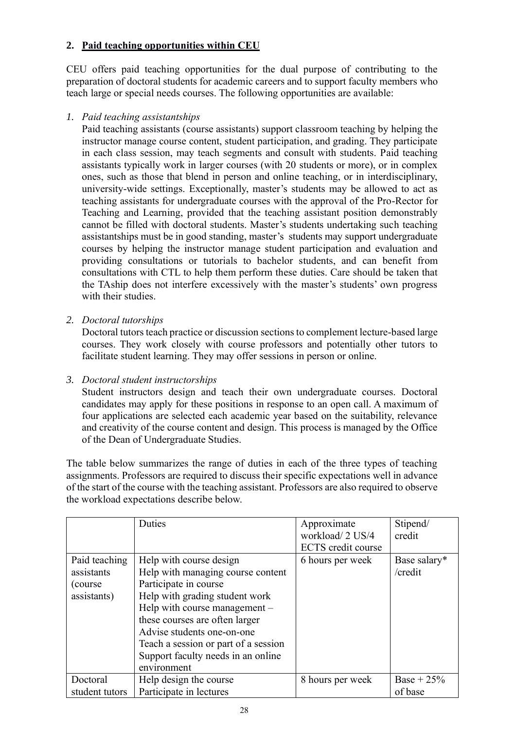## 2. Paid teaching opportunities within CEU

CEU offers paid teaching opportunities for the dual purpose of contributing to the preparation of doctoral students for academic careers and to support faculty members who teach large or special needs courses. The following opportunities are available:

1. *Paid teaching assistantships*

   Paid teaching assistants (course assistants) support classroom teaching by helping the instructor manage course content, student participation, and grading. They participate in each class session, may teach segments and consult with students. Paid teaching assistants typically work in larger courses (with 20 students or more), or in complex ones, such as those that blend in person and online teaching, or in interdisciplinary, university-wide settings. Exceptionally, master's students may be allowed to act as teaching assistants for undergraduate courses with the approval of the Pro-Rector for Teaching and Learning, provided that the teaching assistant position demonstrably cannot be filled with doctoral students. Master's students undertaking such teaching assistantships must be in good standing, master's students may support undergraduate courses by helping the instructor manage student participation and evaluation and providing consultations or tutorials to bachelor students, and can benefit from consultations with CTL to help them perform these duties. Care should be taken that the TAship does not interfere excessively with the master's students' own progress with their studies.

2. *Doctoral tutorships*

   Doctoral tutors teach practice or discussion sections to complement lecture-based large courses. They work closely with course professors and potentially other tutors to facilitate student learning. They may offer sessions in person or online.

3. *Doctoral student instructorships*

   Student instructors design and teach their own undergraduate courses. Doctoral candidates may apply for these positions in response to an open call. A maximum of four applications are selected each academic year based on the suitability, relevance and creativity of the course content and design. This process is managed by the Office of the Dean of Undergraduate Studies.

The table below summarizes the range of duties in each of the three types of teaching assignments. Professors are required to discuss their specific expectations well in advance of the start of the course with the teaching assistant. Professors are also required to observe the workload expectations describe below.

| | Duties | Approximate workload/ 2 US/4 ECTS credit course | Stipend/ credit |
|---|---|---|---|
| Paid teaching assistants (course assistants) | Help with course design<br>Help with managing course content<br>Participate in course<br>Help with grading student work<br>Help with course management – these courses are often larger<br>Advise students one-on-one<br>Teach a session or part of a session<br>Support faculty needs in an online environment | 6 hours per week | Base salary* /credit |
| Doctoral student tutors | Help design the course<br>Participate in lectures | 8 hours per week | Base + 25% of base |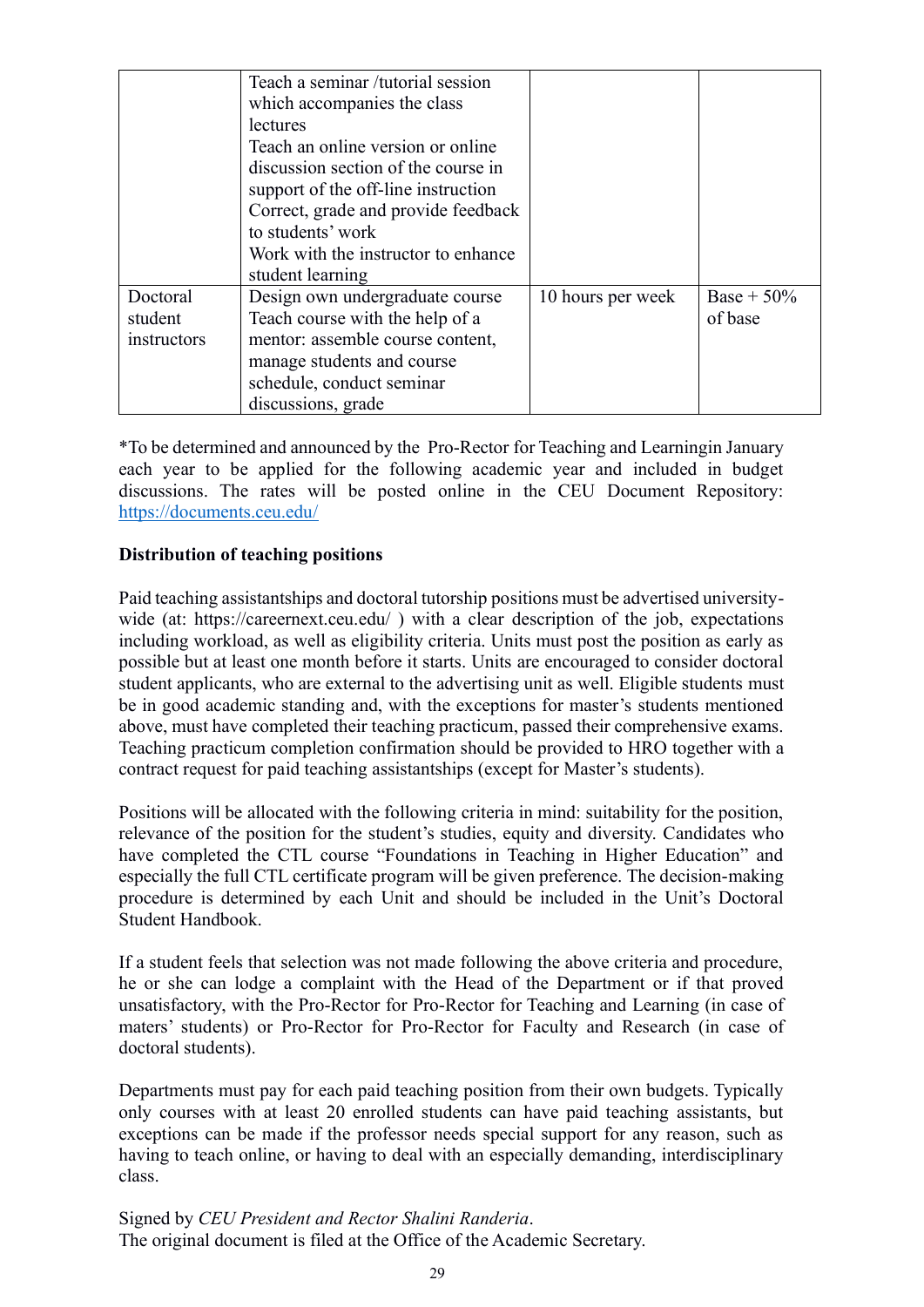| | | | |
|---|---|---|---|
| | Teach a seminar /tutorial session which accompanies the class lectures<br>Teach an online version or online discussion section of the course in support of the off-line instruction<br>Correct, grade and provide feedback to students' work<br>Work with the instructor to enhance student learning | | |
| Doctoral student instructors | Design own undergraduate course<br>Teach course with the help of a mentor: assemble course content, manage students and course schedule, conduct seminar discussions, grade | 10 hours per week | Base + 50% of base |

*To be determined and announced by the Pro-Rector for Teaching and Learningin January each year to be applied for the following academic year and included in budget discussions. The rates will be posted online in the CEU Document Repository: https://documents.ceu.edu/

**Distribution of teaching positions**

Paid teaching assistantships and doctoral tutorship positions must be advertised university-wide (at: https://careernext.ceu.edu/ ) with a clear description of the job, expectations including workload, as well as eligibility criteria. Units must post the position as early as possible but at least one month before it starts. Units are encouraged to consider doctoral student applicants, who are external to the advertising unit as well. Eligible students must be in good academic standing and, with the exceptions for master's students mentioned above, must have completed their teaching practicum, passed their comprehensive exams. Teaching practicum completion confirmation should be provided to HRO together with a contract request for paid teaching assistantships (except for Master's students).

Positions will be allocated with the following criteria in mind: suitability for the position, relevance of the position for the student's studies, equity and diversity. Candidates who have completed the CTL course "Foundations in Teaching in Higher Education" and especially the full CTL certificate program will be given preference. The decision-making procedure is determined by each Unit and should be included in the Unit's Doctoral Student Handbook.

If a student feels that selection was not made following the above criteria and procedure, he or she can lodge a complaint with the Head of the Department or if that proved unsatisfactory, with the Pro-Rector for Pro-Rector for Teaching and Learning (in case of maters' students) or Pro-Rector for Pro-Rector for Faculty and Research (in case of doctoral students).

Departments must pay for each paid teaching position from their own budgets. Typically only courses with at least 20 enrolled students can have paid teaching assistants, but exceptions can be made if the professor needs special support for any reason, such as having to teach online, or having to deal with an especially demanding, interdisciplinary class.

Signed by *CEU President and Rector Shalini Randeria*.
The original document is filed at the Office of the Academic Secretary.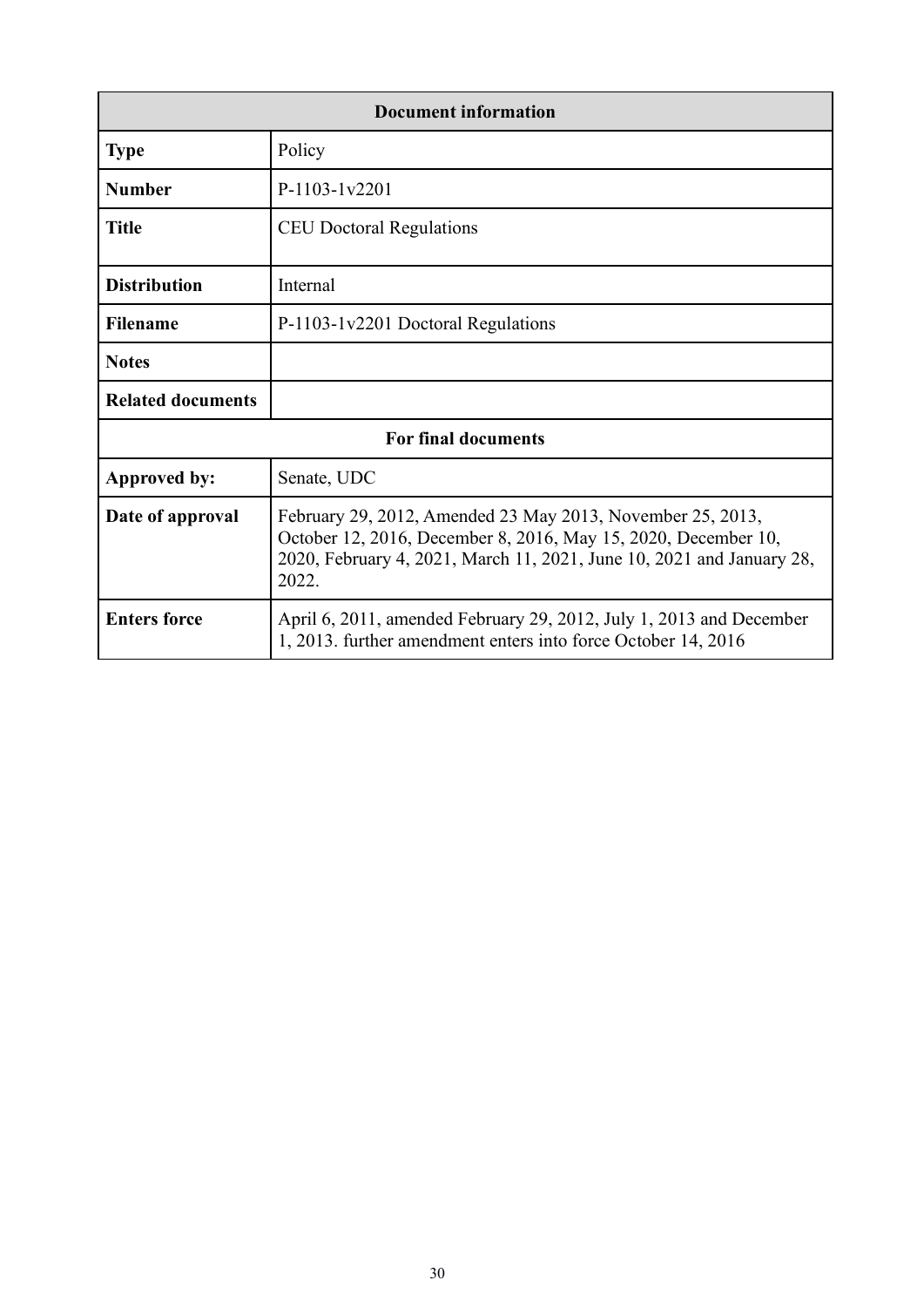| Document information | |
|---|---|
| **Type** | Policy |
| **Number** | P-1103-1v2201 |
| **Title** | CEU Doctoral Regulations |
| **Distribution** | Internal |
| **Filename** | P-1103-1v2201 Doctoral Regulations |
| **Notes** | |
| **Related documents** | |
| **For final documents** | |
| **Approved by:** | Senate, UDC |
| **Date of approval** | February 29, 2012, Amended 23 May 2013, November 25, 2013, October 12, 2016, December 8, 2016, May 15, 2020, December 10, 2020, February 4, 2021, March 11, 2021, June 10, 2021 and January 28, 2022. |
| **Enters force** | April 6, 2011, amended February 29, 2012, July 1, 2013 and December 1, 2013. further amendment enters into force October 14, 2016 |